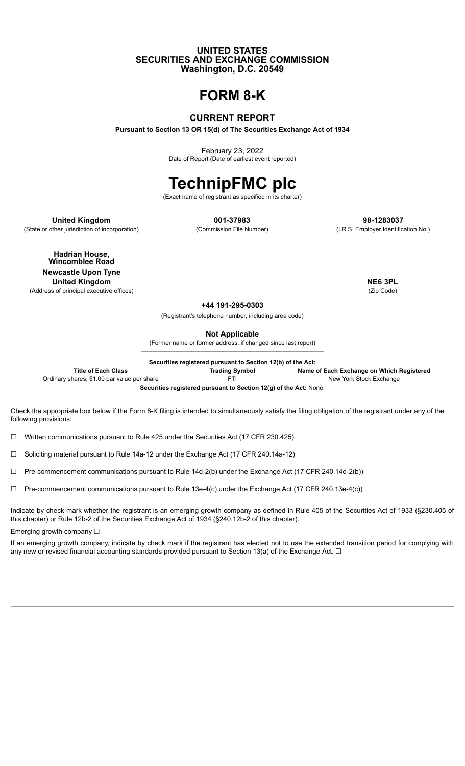**UNITED STATES**
**SECURITIES AND EXCHANGE COMMISSION**
**Washington, D.C. 20549**

# FORM 8-K

## CURRENT REPORT

**Pursuant to Section 13 OR 15(d) of The Securities Exchange Act of 1934**

February 23, 2022
Date of Report (Date of earliest event reported)

# TechnipFMC plc

(Exact name of registrant as specified in its charter)

| | | |
|---|---|---|
| **United Kingdom** | **001-37983** | **98-1283037** |
| (State or other jurisdiction of incorporation) | (Commission File Number) | (I.R.S. Employer Identification No.) |

| | |
|---|---|
| **Hadrian House, Wincomblee Road** | |
| **Newcastle Upon Tyne** | |
| **United Kingdom** | **NE6 3PL** |
| (Address of principal executive offices) | (Zip Code) |

**+44 191-295-0303**
(Registrant's telephone number, including area code)

**Not Applicable**
(Former name or former address, if changed since last report)

**Securities registered pursuant to Section 12(b) of the Act:**

| Title of Each Class | Trading Symbol | Name of Each Exchange on Which Registered |
|---|---|---|
| Ordinary shares, $1.00 par value per share | FTI | New York Stock Exchange |

**Securities registered pursuant to Section 12(g) of the Act:** None.

Check the appropriate box below if the Form 8-K filing is intended to simultaneously satisfy the filing obligation of the registrant under any of the following provisions:

☐ Written communications pursuant to Rule 425 under the Securities Act (17 CFR 230.425)

☐ Soliciting material pursuant to Rule 14a-12 under the Exchange Act (17 CFR 240.14a-12)

☐ Pre-commencement communications pursuant to Rule 14d-2(b) under the Exchange Act (17 CFR 240.14d-2(b))

☐ Pre-commencement communications pursuant to Rule 13e-4(c) under the Exchange Act (17 CFR 240.13e-4(c))

Indicate by check mark whether the registrant is an emerging growth company as defined in Rule 405 of the Securities Act of 1933 (§230.405 of this chapter) or Rule 12b-2 of the Securities Exchange Act of 1934 (§240.12b-2 of this chapter).

Emerging growth company ☐

If an emerging growth company, indicate by check mark if the registrant has elected not to use the extended transition period for complying with any new or revised financial accounting standards provided pursuant to Section 13(a) of the Exchange Act. ☐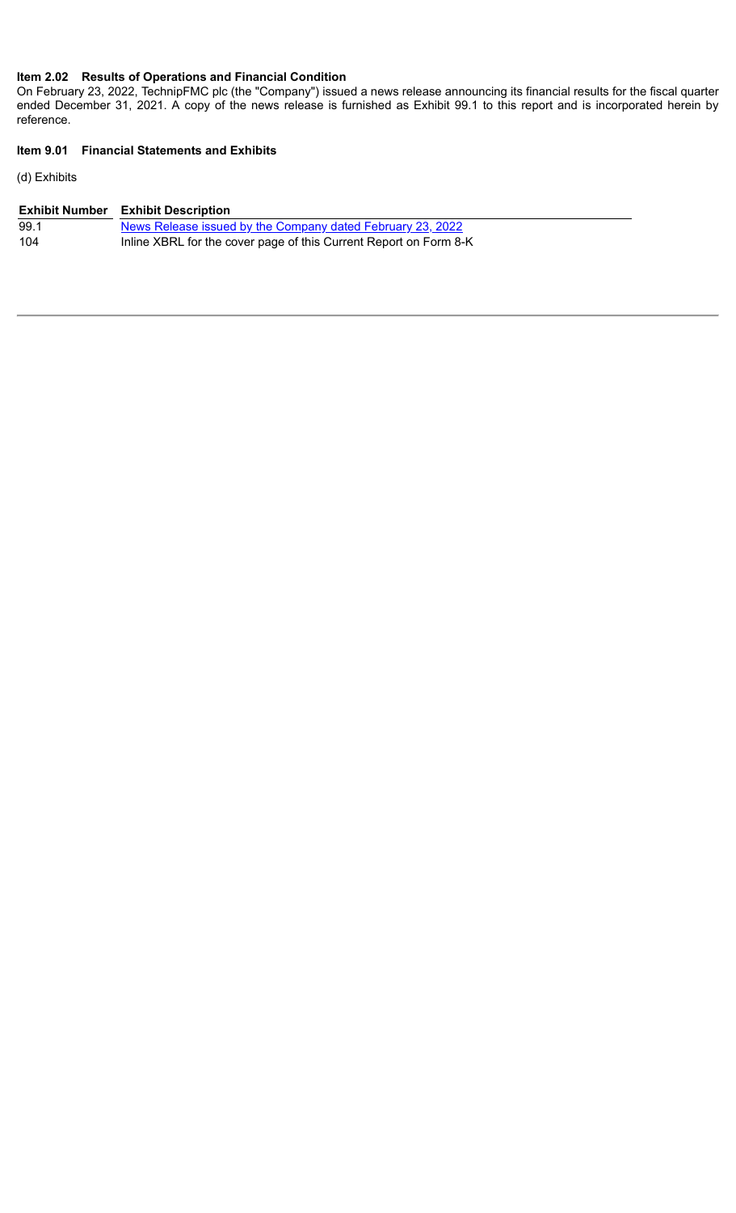### Item 2.02 Results of Operations and Financial Condition

On February 23, 2022, TechnipFMC plc (the "Company") issued a news release announcing its financial results for the fiscal quarter ended December 31, 2021. A copy of the news release is furnished as Exhibit 99.1 to this report and is incorporated herein by reference.

### Item 9.01 Financial Statements and Exhibits

(d) Exhibits

| Exhibit Number | Exhibit Description |
| --- | --- |
| 99.1 | News Release issued by the Company dated February 23, 2022 |
| 104 | Inline XBRL for the cover page of this Current Report on Form 8-K |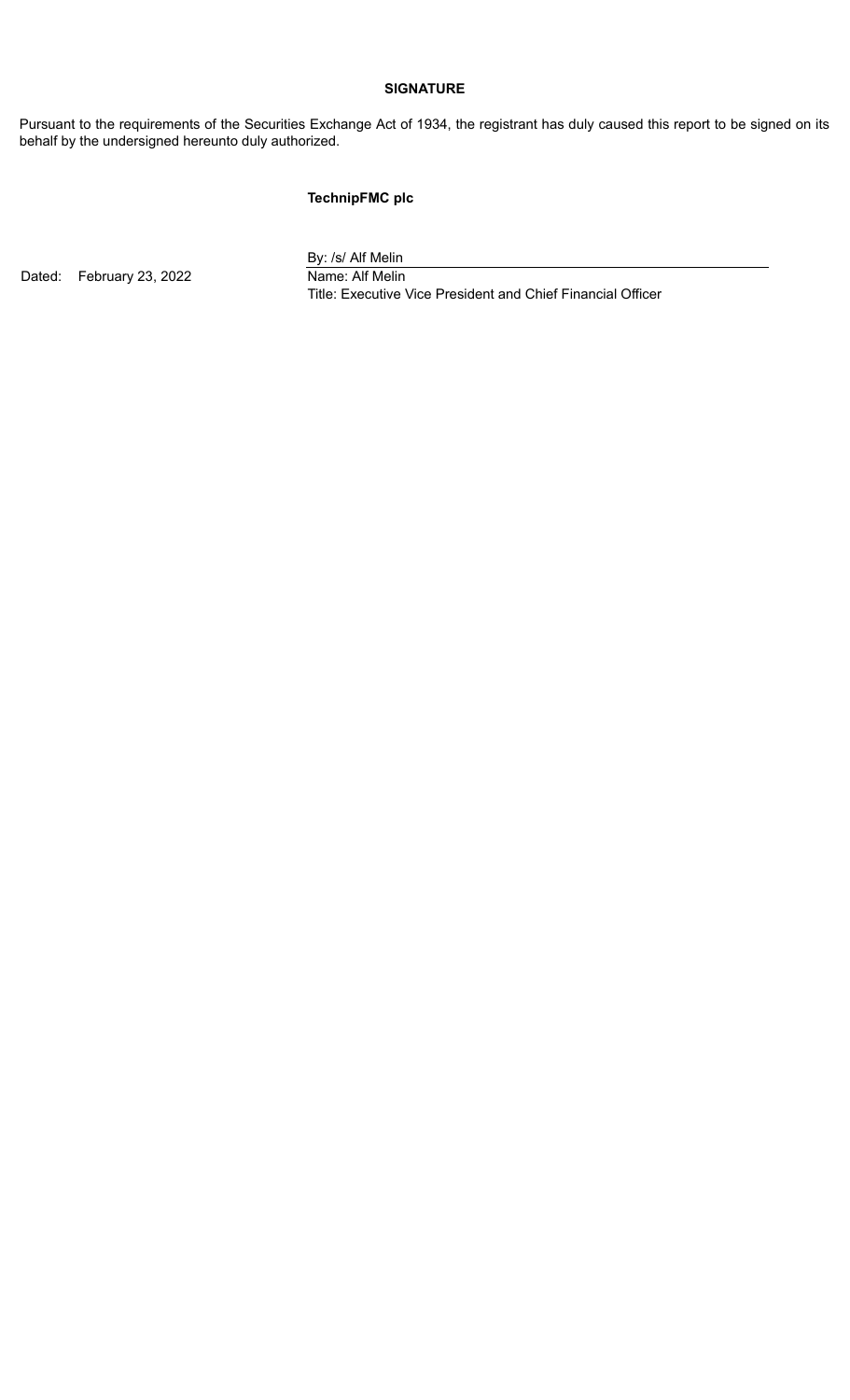## SIGNATURE

Pursuant to the requirements of the Securities Exchange Act of 1934, the registrant has duly caused this report to be signed on its behalf by the undersigned hereunto duly authorized.

**TechnipFMC plc**

Dated: February 23, 2022

By: /s/ Alf Melin
Name: Alf Melin
Title: Executive Vice President and Chief Financial Officer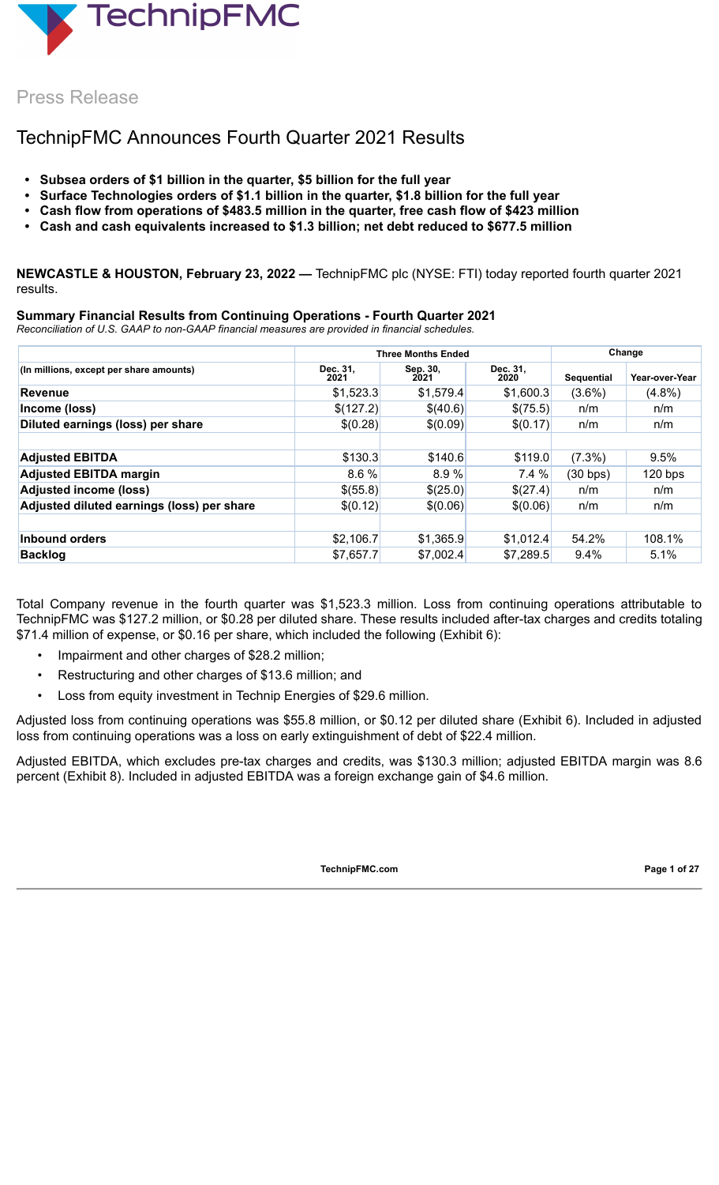TechnipFMC

Press Release

# TechnipFMC Announces Fourth Quarter 2021 Results

- **Subsea orders of $1 billion in the quarter, $5 billion for the full year**
- **Surface Technologies orders of $1.1 billion in the quarter, $1.8 billion for the full year**
- **Cash flow from operations of $483.5 million in the quarter, free cash flow of $423 million**
- **Cash and cash equivalents increased to $1.3 billion; net debt reduced to $677.5 million**

**NEWCASTLE & HOUSTON, February 23, 2022 —** TechnipFMC plc (NYSE: FTI) today reported fourth quarter 2021 results.

### Summary Financial Results from Continuing Operations - Fourth Quarter 2021

*Reconciliation of U.S. GAAP to non-GAAP financial measures are provided in financial schedules.*

| | Three Months Ended | | | Change | |
|---|---|---|---|---|---|
| (In millions, except per share amounts) | Dec. 31, 2021 | Sep. 30, 2021 | Dec. 31, 2020 | Sequential | Year-over-Year |
| **Revenue** | $1,523.3 | $1,579.4 | $1,600.3 | (3.6%) | (4.8%) |
| **Income (loss)** | $(127.2) | $(40.6) | $(75.5) | n/m | n/m |
| **Diluted earnings (loss) per share** | $(0.28) | $(0.09) | $(0.17) | n/m | n/m |
| | | | | | |
| **Adjusted EBITDA** | $130.3 | $140.6 | $119.0 | (7.3%) | 9.5% |
| **Adjusted EBITDA margin** | 8.6 % | 8.9 % | 7.4 % | (30 bps) | 120 bps |
| **Adjusted income (loss)** | $(55.8) | $(25.0) | $(27.4) | n/m | n/m |
| **Adjusted diluted earnings (loss) per share** | $(0.12) | $(0.06) | $(0.06) | n/m | n/m |
| | | | | | |
| **Inbound orders** | $2,106.7 | $1,365.9 | $1,012.4 | 54.2% | 108.1% |
| **Backlog** | $7,657.7 | $7,002.4 | $7,289.5 | 9.4% | 5.1% |

Total Company revenue in the fourth quarter was $1,523.3 million. Loss from continuing operations attributable to TechnipFMC was $127.2 million, or $0.28 per diluted share. These results included after-tax charges and credits totaling $71.4 million of expense, or $0.16 per share, which included the following (Exhibit 6):

- Impairment and other charges of $28.2 million;
- Restructuring and other charges of $13.6 million; and
- Loss from equity investment in Technip Energies of $29.6 million.

Adjusted loss from continuing operations was $55.8 million, or $0.12 per diluted share (Exhibit 6). Included in adjusted loss from continuing operations was a loss on early extinguishment of debt of $22.4 million.

Adjusted EBITDA, which excludes pre-tax charges and credits, was $130.3 million; adjusted EBITDA margin was 8.6 percent (Exhibit 8). Included in adjusted EBITDA was a foreign exchange gain of $4.6 million.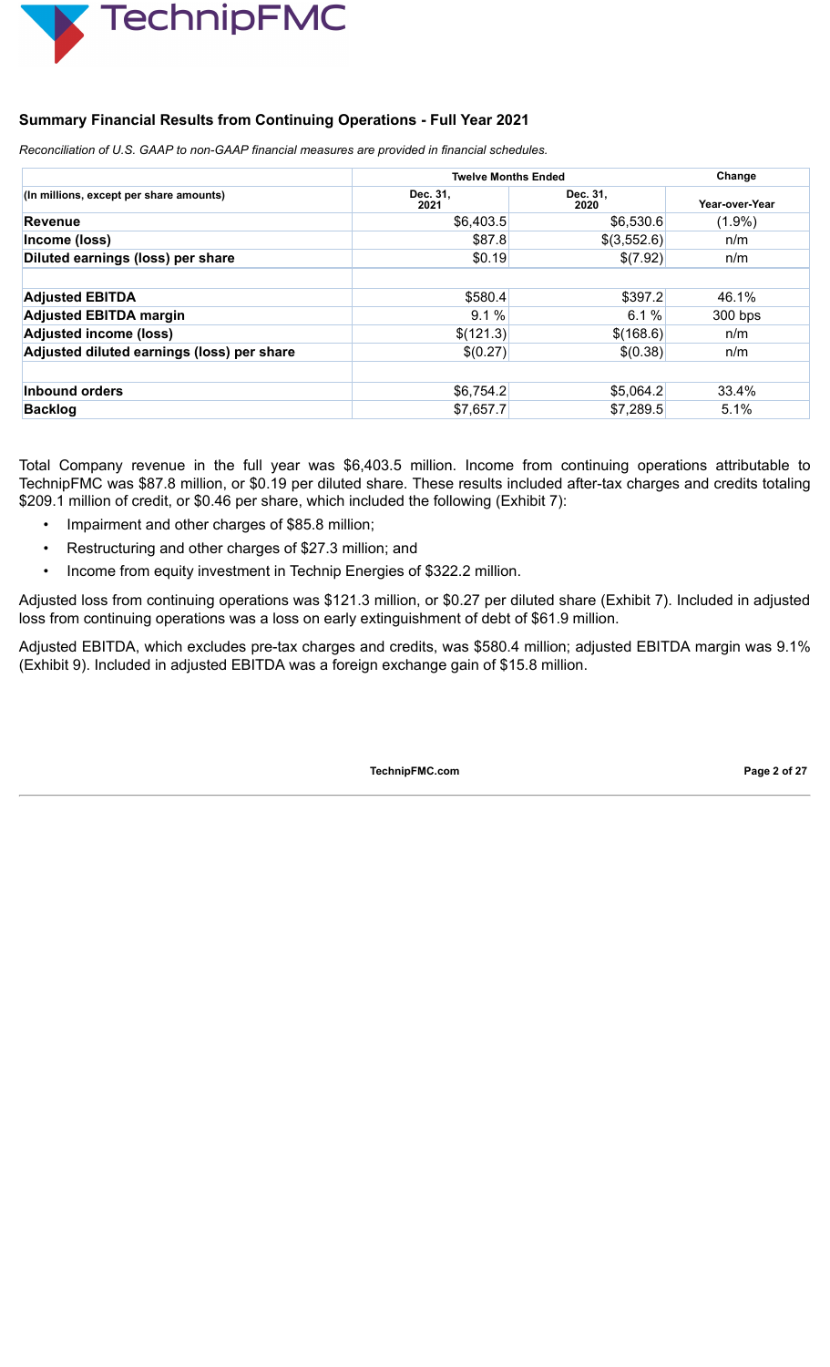## Summary Financial Results from Continuing Operations - Full Year 2021

*Reconciliation of U.S. GAAP to non-GAAP financial measures are provided in financial schedules.*

| | Twelve Months Ended | | Change |
|---|---|---|---|
| (In millions, except per share amounts) | Dec. 31, 2021 | Dec. 31, 2020 | Year-over-Year |
| **Revenue** | $6,403.5 | $6,530.6 | (1.9%) |
| **Income (loss)** | $87.8 | $(3,552.6) | n/m |
| **Diluted earnings (loss) per share** | $0.19 | $(7.92) | n/m |
| | | | |
| **Adjusted EBITDA** | $580.4 | $397.2 | 46.1% |
| **Adjusted EBITDA margin** | 9.1 % | 6.1 % | 300 bps |
| **Adjusted income (loss)** | $(121.3) | $(168.6) | n/m |
| **Adjusted diluted earnings (loss) per share** | $(0.27) | $(0.38) | n/m |
| | | | |
| **Inbound orders** | $6,754.2 | $5,064.2 | 33.4% |
| **Backlog** | $7,657.7 | $7,289.5 | 5.1% |

Total Company revenue in the full year was $6,403.5 million. Income from continuing operations attributable to TechnipFMC was $87.8 million, or $0.19 per diluted share. These results included after-tax charges and credits totaling $209.1 million of credit, or $0.46 per share, which included the following (Exhibit 7):

- Impairment and other charges of $85.8 million;
- Restructuring and other charges of $27.3 million; and
- Income from equity investment in Technip Energies of $322.2 million.

Adjusted loss from continuing operations was $121.3 million, or $0.27 per diluted share (Exhibit 7). Included in adjusted loss from continuing operations was a loss on early extinguishment of debt of $61.9 million.

Adjusted EBITDA, which excludes pre-tax charges and credits, was $580.4 million; adjusted EBITDA margin was 9.1% (Exhibit 9). Included in adjusted EBITDA was a foreign exchange gain of $15.8 million.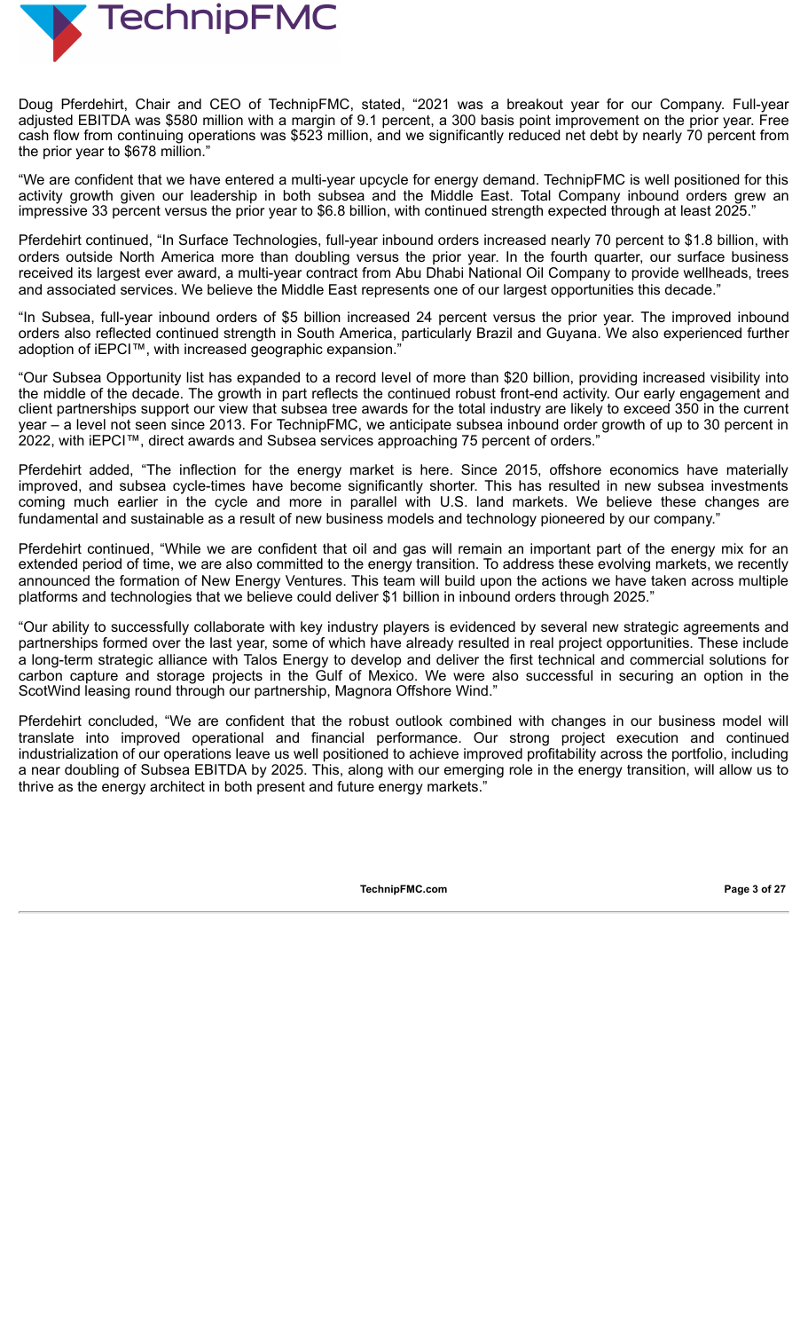Doug Pferdehirt, Chair and CEO of TechnipFMC, stated, “2021 was a breakout year for our Company. Full-year adjusted EBITDA was $580 million with a margin of 9.1 percent, a 300 basis point improvement on the prior year. Free cash flow from continuing operations was $523 million, and we significantly reduced net debt by nearly 70 percent from the prior year to $678 million.”

“We are confident that we have entered a multi-year upcycle for energy demand. TechnipFMC is well positioned for this activity growth given our leadership in both subsea and the Middle East. Total Company inbound orders grew an impressive 33 percent versus the prior year to $6.8 billion, with continued strength expected through at least 2025.”

Pferdehirt continued, “In Surface Technologies, full-year inbound orders increased nearly 70 percent to $1.8 billion, with orders outside North America more than doubling versus the prior year. In the fourth quarter, our surface business received its largest ever award, a multi-year contract from Abu Dhabi National Oil Company to provide wellheads, trees and associated services. We believe the Middle East represents one of our largest opportunities this decade.”

“In Subsea, full-year inbound orders of $5 billion increased 24 percent versus the prior year. The improved inbound orders also reflected continued strength in South America, particularly Brazil and Guyana. We also experienced further adoption of iEPCI™, with increased geographic expansion.”

“Our Subsea Opportunity list has expanded to a record level of more than $20 billion, providing increased visibility into the middle of the decade. The growth in part reflects the continued robust front-end activity. Our early engagement and client partnerships support our view that subsea tree awards for the total industry are likely to exceed 350 in the current year – a level not seen since 2013. For TechnipFMC, we anticipate subsea inbound order growth of up to 30 percent in 2022, with iEPCI™, direct awards and Subsea services approaching 75 percent of orders.”

Pferdehirt added, “The inflection for the energy market is here. Since 2015, offshore economics have materially improved, and subsea cycle-times have become significantly shorter. This has resulted in new subsea investments coming much earlier in the cycle and more in parallel with U.S. land markets. We believe these changes are fundamental and sustainable as a result of new business models and technology pioneered by our company.”

Pferdehirt continued, “While we are confident that oil and gas will remain an important part of the energy mix for an extended period of time, we are also committed to the energy transition. To address these evolving markets, we recently announced the formation of New Energy Ventures. This team will build upon the actions we have taken across multiple platforms and technologies that we believe could deliver $1 billion in inbound orders through 2025.”

“Our ability to successfully collaborate with key industry players is evidenced by several new strategic agreements and partnerships formed over the last year, some of which have already resulted in real project opportunities. These include a long-term strategic alliance with Talos Energy to develop and deliver the first technical and commercial solutions for carbon capture and storage projects in the Gulf of Mexico. We were also successful in securing an option in the ScotWind leasing round through our partnership, Magnora Offshore Wind.”

Pferdehirt concluded, “We are confident that the robust outlook combined with changes in our business model will translate into improved operational and financial performance. Our strong project execution and continued industrialization of our operations leave us well positioned to achieve improved profitability across the portfolio, including a near doubling of Subsea EBITDA by 2025. This, along with our emerging role in the energy transition, will allow us to thrive as the energy architect in both present and future energy markets.”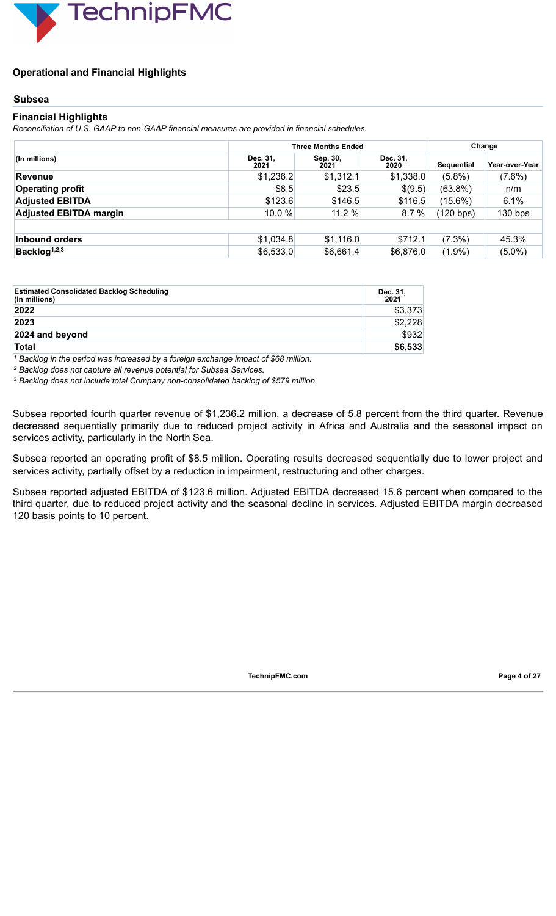## Operational and Financial Highlights

### Subsea

### Financial Highlights

*Reconciliation of U.S. GAAP to non-GAAP financial measures are provided in financial schedules.*

| (In millions) | Three Months Ended | | | Change | |
|---|---|---|---|---|---|
| | Dec. 31, 2021 | Sep. 30, 2021 | Dec. 31, 2020 | Sequential | Year-over-Year |
| **Revenue** | $1,236.2 | $1,312.1 | $1,338.0 | (5.8%) | (7.6%) |
| **Operating profit** | $8.5 | $23.5 | $(9.5) | (63.8%) | n/m |
| **Adjusted EBITDA** | $123.6 | $146.5 | $116.5 | (15.6%) | 6.1% |
| **Adjusted EBITDA margin** | 10.0 % | 11.2 % | 8.7 % | (120 bps) | 130 bps |
| | | | | | |
| **Inbound orders** | $1,034.8 | $1,116.0 | $712.1 | (7.3%) | 45.3% |
| **Backlog**[1,2,3] | $6,533.0 | $6,661.4 | $6,876.0 | (1.9%) | (5.0%) |

| Estimated Consolidated Backlog Scheduling (In millions) | Dec. 31, 2021 |
|---|---|
| **2022** | $3,373 |
| **2023** | $2,228 |
| **2024 and beyond** | $932 |
| **Total** | **$6,533** |

*[1] Backlog in the period was increased by a foreign exchange impact of $68 million.*

*[2] Backlog does not capture all revenue potential for Subsea Services.*

*[3] Backlog does not include total Company non-consolidated backlog of $579 million.*

Subsea reported fourth quarter revenue of $1,236.2 million, a decrease of 5.8 percent from the third quarter. Revenue decreased sequentially primarily due to reduced project activity in Africa and Australia and the seasonal impact on services activity, particularly in the North Sea.

Subsea reported an operating profit of $8.5 million. Operating results decreased sequentially due to lower project and services activity, partially offset by a reduction in impairment, restructuring and other charges.

Subsea reported adjusted EBITDA of $123.6 million. Adjusted EBITDA decreased 15.6 percent when compared to the third quarter, due to reduced project activity and the seasonal decline in services. Adjusted EBITDA margin decreased 120 basis points to 10 percent.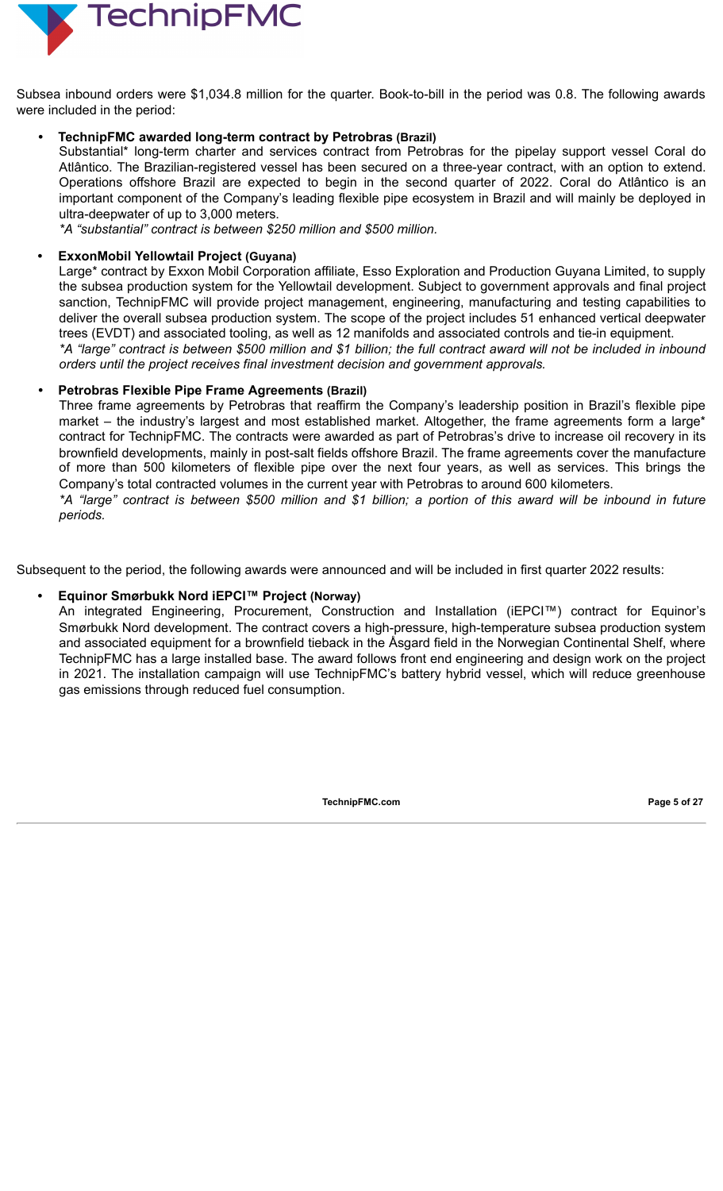Subsea inbound orders were $1,034.8 million for the quarter. Book-to-bill in the period was 0.8. The following awards were included in the period:

- **TechnipFMC awarded long-term contract by Petrobras (Brazil)**
  Substantial* long-term charter and services contract from Petrobras for the pipelay support vessel Coral do Atlântico. The Brazilian-registered vessel has been secured on a three-year contract, with an option to extend. Operations offshore Brazil are expected to begin in the second quarter of 2022. Coral do Atlântico is an important component of the Company's leading flexible pipe ecosystem in Brazil and will mainly be deployed in ultra-deepwater of up to 3,000 meters.
  *\*A "substantial" contract is between $250 million and $500 million.*

- **ExxonMobil Yellowtail Project (Guyana)**
  Large* contract by Exxon Mobil Corporation affiliate, Esso Exploration and Production Guyana Limited, to supply the subsea production system for the Yellowtail development. Subject to government approvals and final project sanction, TechnipFMC will provide project management, engineering, manufacturing and testing capabilities to deliver the overall subsea production system. The scope of the project includes 51 enhanced vertical deepwater trees (EVDT) and associated tooling, as well as 12 manifolds and associated controls and tie-in equipment.
  *\*A "large" contract is between $500 million and $1 billion; the full contract award will not be included in inbound orders until the project receives final investment decision and government approvals.*

- **Petrobras Flexible Pipe Frame Agreements (Brazil)**
  Three frame agreements by Petrobras that reaffirm the Company's leadership position in Brazil's flexible pipe market – the industry's largest and most established market. Altogether, the frame agreements form a large* contract for TechnipFMC. The contracts were awarded as part of Petrobras's drive to increase oil recovery in its brownfield developments, mainly in post-salt fields offshore Brazil. The frame agreements cover the manufacture of more than 500 kilometers of flexible pipe over the next four years, as well as services. This brings the Company's total contracted volumes in the current year with Petrobras to around 600 kilometers.
  *\*A "large" contract is between $500 million and $1 billion; a portion of this award will be inbound in future periods.*

Subsequent to the period, the following awards were announced and will be included in first quarter 2022 results:

- **Equinor Smørbukk Nord iEPCI™ Project (Norway)**
  An integrated Engineering, Procurement, Construction and Installation (iEPCI™) contract for Equinor's Smørbukk Nord development. The contract covers a high-pressure, high-temperature subsea production system and associated equipment for a brownfield tieback in the Åsgard field in the Norwegian Continental Shelf, where TechnipFMC has a large installed base. The award follows front end engineering and design work on the project in 2021. The installation campaign will use TechnipFMC's battery hybrid vessel, which will reduce greenhouse gas emissions through reduced fuel consumption.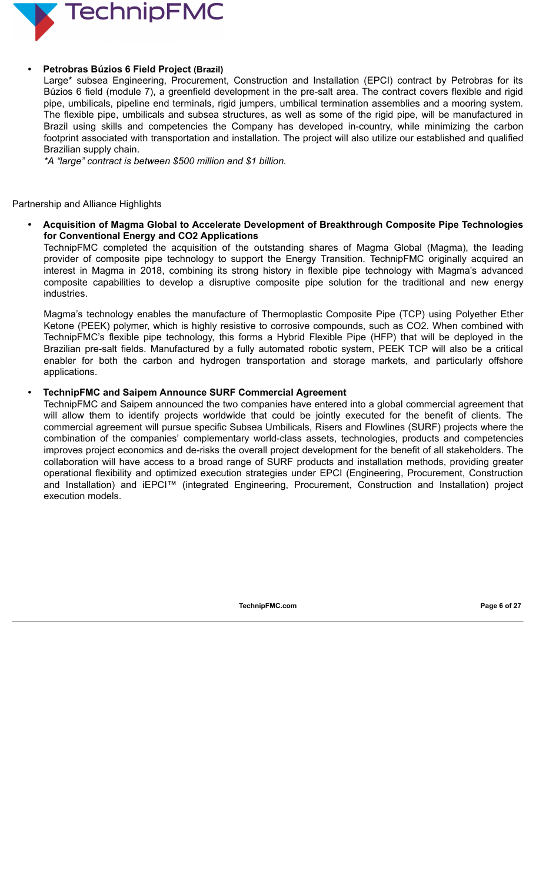- **Petrobras Búzios 6 Field Project (Brazil)**
  Large* subsea Engineering, Procurement, Construction and Installation (EPCI) contract by Petrobras for its Búzios 6 field (module 7), a greenfield development in the pre-salt area. The contract covers flexible and rigid pipe, umbilicals, pipeline end terminals, rigid jumpers, umbilical termination assemblies and a mooring system. The flexible pipe, umbilicals and subsea structures, as well as some of the rigid pipe, will be manufactured in Brazil using skills and competencies the Company has developed in-country, while minimizing the carbon footprint associated with transportation and installation. The project will also utilize our established and qualified Brazilian supply chain.
  *\*A "large" contract is between $500 million and $1 billion.*

Partnership and Alliance Highlights

- **Acquisition of Magma Global to Accelerate Development of Breakthrough Composite Pipe Technologies for Conventional Energy and CO2 Applications**
  TechnipFMC completed the acquisition of the outstanding shares of Magma Global (Magma), the leading provider of composite pipe technology to support the Energy Transition. TechnipFMC originally acquired an interest in Magma in 2018, combining its strong history in flexible pipe technology with Magma's advanced composite capabilities to develop a disruptive composite pipe solution for the traditional and new energy industries.

  Magma's technology enables the manufacture of Thermoplastic Composite Pipe (TCP) using Polyether Ether Ketone (PEEK) polymer, which is highly resistive to corrosive compounds, such as $CO_2$. When combined with TechnipFMC's flexible pipe technology, this forms a Hybrid Flexible Pipe (HFP) that will be deployed in the Brazilian pre-salt fields. Manufactured by a fully automated robotic system, PEEK TCP will also be a critical enabler for both the carbon and hydrogen transportation and storage markets, and particularly offshore applications.

- **TechnipFMC and Saipem Announce SURF Commercial Agreement**
  TechnipFMC and Saipem announced the two companies have entered into a global commercial agreement that will allow them to identify projects worldwide that could be jointly executed for the benefit of clients. The commercial agreement will pursue specific Subsea Umbilicals, Risers and Flowlines (SURF) projects where the combination of the companies' complementary world-class assets, technologies, products and competencies improves project economics and de-risks the overall project development for the benefit of all stakeholders. The collaboration will have access to a broad range of SURF products and installation methods, providing greater operational flexibility and optimized execution strategies under EPCI (Engineering, Procurement, Construction and Installation) and iEPCI™ (integrated Engineering, Procurement, Construction and Installation) project execution models.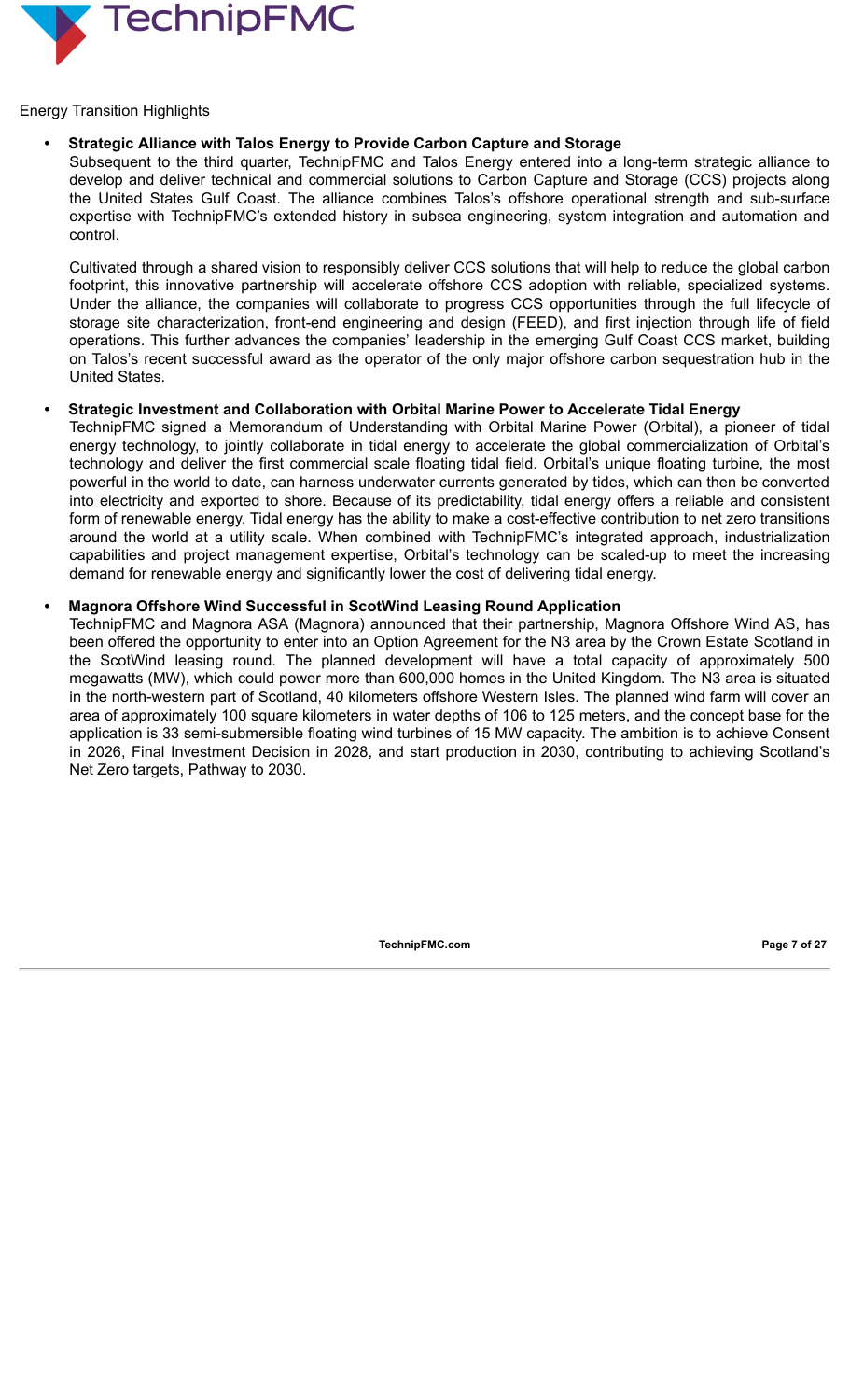## Energy Transition Highlights

- **Strategic Alliance with Talos Energy to Provide Carbon Capture and Storage**
  Subsequent to the third quarter, TechnipFMC and Talos Energy entered into a long-term strategic alliance to develop and deliver technical and commercial solutions to Carbon Capture and Storage (CCS) projects along the United States Gulf Coast. The alliance combines Talos's offshore operational strength and sub-surface expertise with TechnipFMC's extended history in subsea engineering, system integration and automation and control.

  Cultivated through a shared vision to responsibly deliver CCS solutions that will help to reduce the global carbon footprint, this innovative partnership will accelerate offshore CCS adoption with reliable, specialized systems. Under the alliance, the companies will collaborate to progress CCS opportunities through the full lifecycle of storage site characterization, front-end engineering and design (FEED), and first injection through life of field operations. This further advances the companies' leadership in the emerging Gulf Coast CCS market, building on Talos's recent successful award as the operator of the only major offshore carbon sequestration hub in the United States.

- **Strategic Investment and Collaboration with Orbital Marine Power to Accelerate Tidal Energy**
  TechnipFMC signed a Memorandum of Understanding with Orbital Marine Power (Orbital), a pioneer of tidal energy technology, to jointly collaborate in tidal energy to accelerate the global commercialization of Orbital's technology and deliver the first commercial scale floating tidal field. Orbital's unique floating turbine, the most powerful in the world to date, can harness underwater currents generated by tides, which can then be converted into electricity and exported to shore. Because of its predictability, tidal energy offers a reliable and consistent form of renewable energy. Tidal energy has the ability to make a cost-effective contribution to net zero transitions around the world at a utility scale. When combined with TechnipFMC's integrated approach, industrialization capabilities and project management expertise, Orbital's technology can be scaled-up to meet the increasing demand for renewable energy and significantly lower the cost of delivering tidal energy.

- **Magnora Offshore Wind Successful in ScotWind Leasing Round Application**
  TechnipFMC and Magnora ASA (Magnora) announced that their partnership, Magnora Offshore Wind AS, has been offered the opportunity to enter into an Option Agreement for the N3 area by the Crown Estate Scotland in the ScotWind leasing round. The planned development will have a total capacity of approximately 500 megawatts (MW), which could power more than 600,000 homes in the United Kingdom. The N3 area is situated in the north-western part of Scotland, 40 kilometers offshore Western Isles. The planned wind farm will cover an area of approximately 100 square kilometers in water depths of 106 to 125 meters, and the concept base for the application is 33 semi-submersible floating wind turbines of 15 MW capacity. The ambition is to achieve Consent in 2026, Final Investment Decision in 2028, and start production in 2030, contributing to achieving Scotland's Net Zero targets, Pathway to 2030.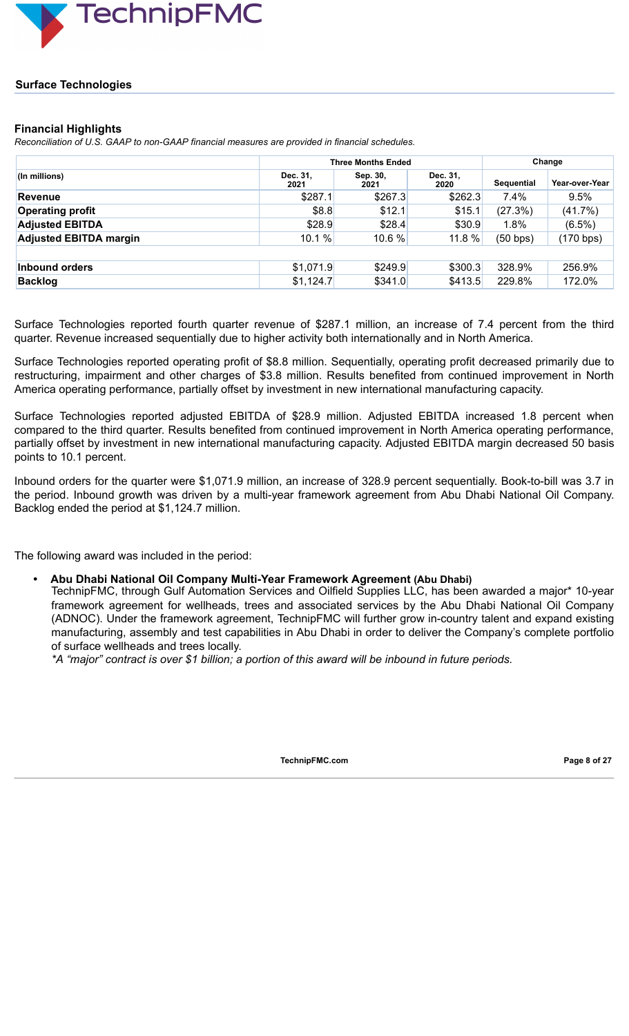## Surface Technologies

### Financial Highlights

*Reconciliation of U.S. GAAP to non-GAAP financial measures are provided in financial schedules.*

| | Three Months Ended | | | Change | |
|---|---|---|---|---|---|
| (In millions) | Dec. 31, 2021 | Sep. 30, 2021 | Dec. 31, 2020 | Sequential | Year-over-Year |
| **Revenue** | $287.1 | $267.3 | $262.3 | 7.4% | 9.5% |
| **Operating profit** | $8.8 | $12.1 | $15.1 | (27.3%) | (41.7%) |
| **Adjusted EBITDA** | $28.9 | $28.4 | $30.9 | 1.8% | (6.5%) |
| **Adjusted EBITDA margin** | 10.1 % | 10.6 % | 11.8 % | (50 bps) | (170 bps) |
| | | | | | |
| **Inbound orders** | $1,071.9 | $249.9 | $300.3 | 328.9% | 256.9% |
| **Backlog** | $1,124.7 | $341.0 | $413.5 | 229.8% | 172.0% |

Surface Technologies reported fourth quarter revenue of $287.1 million, an increase of 7.4 percent from the third quarter. Revenue increased sequentially due to higher activity both internationally and in North America.

Surface Technologies reported operating profit of $8.8 million. Sequentially, operating profit decreased primarily due to restructuring, impairment and other charges of $3.8 million. Results benefited from continued improvement in North America operating performance, partially offset by investment in new international manufacturing capacity.

Surface Technologies reported adjusted EBITDA of $28.9 million. Adjusted EBITDA increased 1.8 percent when compared to the third quarter. Results benefited from continued improvement in North America operating performance, partially offset by investment in new international manufacturing capacity. Adjusted EBITDA margin decreased 50 basis points to 10.1 percent.

Inbound orders for the quarter were $1,071.9 million, an increase of 328.9 percent sequentially. Book-to-bill was 3.7 in the period. Inbound growth was driven by a multi-year framework agreement from Abu Dhabi National Oil Company. Backlog ended the period at $1,124.7 million.

The following award was included in the period:

- **Abu Dhabi National Oil Company Multi-Year Framework Agreement (Abu Dhabi)**
  TechnipFMC, through Gulf Automation Services and Oilfield Supplies LLC, has been awarded a major* 10-year framework agreement for wellheads, trees and associated services by the Abu Dhabi National Oil Company (ADNOC). Under the framework agreement, TechnipFMC will further grow in-country talent and expand existing manufacturing, assembly and test capabilities in Abu Dhabi in order to deliver the Company's complete portfolio of surface wellheads and trees locally.
  *\*A "major" contract is over $1 billion; a portion of this award will be inbound in future periods.*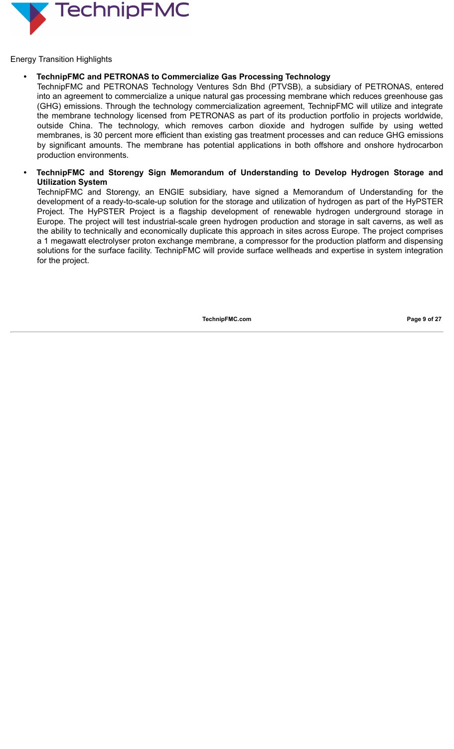Energy Transition Highlights

- **TechnipFMC and PETRONAS to Commercialize Gas Processing Technology**
  TechnipFMC and PETRONAS Technology Ventures Sdn Bhd (PTVSB), a subsidiary of PETRONAS, entered into an agreement to commercialize a unique natural gas processing membrane which reduces greenhouse gas (GHG) emissions. Through the technology commercialization agreement, TechnipFMC will utilize and integrate the membrane technology licensed from PETRONAS as part of its production portfolio in projects worldwide, outside China. The technology, which removes carbon dioxide and hydrogen sulfide by using wetted membranes, is 30 percent more efficient than existing gas treatment processes and can reduce GHG emissions by significant amounts. The membrane has potential applications in both offshore and onshore hydrocarbon production environments.

- **TechnipFMC and Storengy Sign Memorandum of Understanding to Develop Hydrogen Storage and Utilization System**
  TechnipFMC and Storengy, an ENGIE subsidiary, have signed a Memorandum of Understanding for the development of a ready-to-scale-up solution for the storage and utilization of hydrogen as part of the HyPSTER Project. The HyPSTER Project is a flagship development of renewable hydrogen underground storage in Europe. The project will test industrial-scale green hydrogen production and storage in salt caverns, as well as the ability to technically and economically duplicate this approach in sites across Europe. The project comprises a 1 megawatt electrolyser proton exchange membrane, a compressor for the production platform and dispensing solutions for the surface facility. TechnipFMC will provide surface wellheads and expertise in system integration for the project.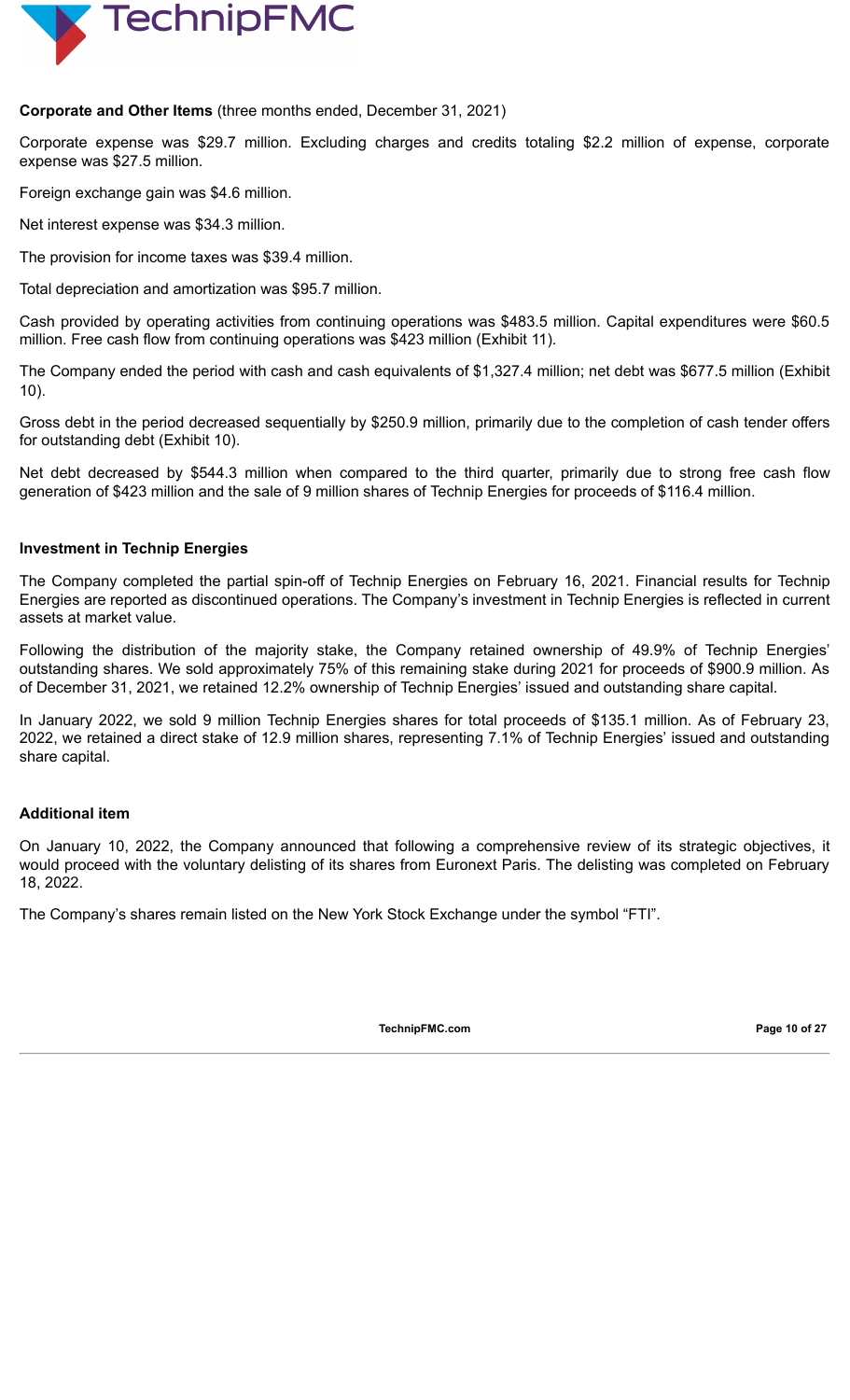**Corporate and Other Items** (three months ended, December 31, 2021)

Corporate expense was $29.7 million. Excluding charges and credits totaling $2.2 million of expense, corporate expense was $27.5 million.

Foreign exchange gain was $4.6 million.

Net interest expense was $34.3 million.

The provision for income taxes was $39.4 million.

Total depreciation and amortization was $95.7 million.

Cash provided by operating activities from continuing operations was $483.5 million. Capital expenditures were $60.5 million. Free cash flow from continuing operations was $423 million (Exhibit 11).

The Company ended the period with cash and cash equivalents of $1,327.4 million; net debt was $677.5 million (Exhibit 10).

Gross debt in the period decreased sequentially by $250.9 million, primarily due to the completion of cash tender offers for outstanding debt (Exhibit 10).

Net debt decreased by $544.3 million when compared to the third quarter, primarily due to strong free cash flow generation of $423 million and the sale of 9 million shares of Technip Energies for proceeds of $116.4 million.

**Investment in Technip Energies**

The Company completed the partial spin-off of Technip Energies on February 16, 2021. Financial results for Technip Energies are reported as discontinued operations. The Company's investment in Technip Energies is reflected in current assets at market value.

Following the distribution of the majority stake, the Company retained ownership of 49.9% of Technip Energies' outstanding shares. We sold approximately 75% of this remaining stake during 2021 for proceeds of $900.9 million. As of December 31, 2021, we retained 12.2% ownership of Technip Energies' issued and outstanding share capital.

In January 2022, we sold 9 million Technip Energies shares for total proceeds of $135.1 million. As of February 23, 2022, we retained a direct stake of 12.9 million shares, representing 7.1% of Technip Energies' issued and outstanding share capital.

**Additional item**

On January 10, 2022, the Company announced that following a comprehensive review of its strategic objectives, it would proceed with the voluntary delisting of its shares from Euronext Paris. The delisting was completed on February 18, 2022.

The Company's shares remain listed on the New York Stock Exchange under the symbol "FTI".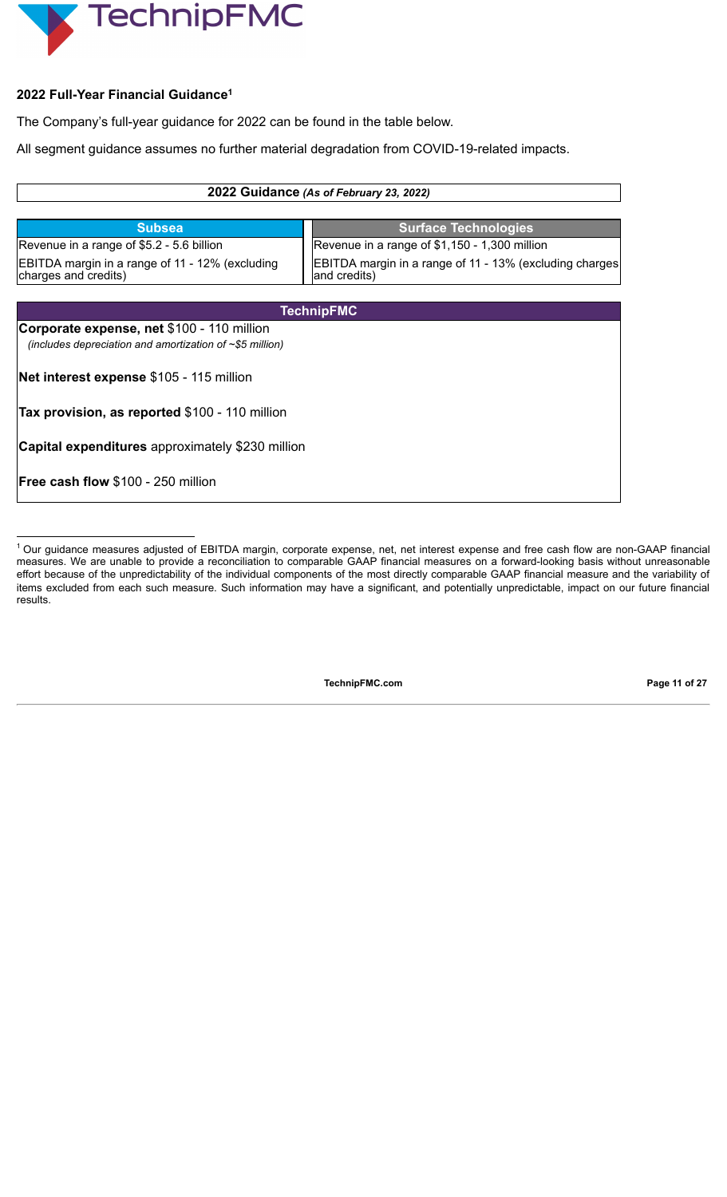## 2022 Full-Year Financial Guidance[1]

The Company's full-year guidance for 2022 can be found in the table below.

All segment guidance assumes no further material degradation from COVID-19-related impacts.

**2022 Guidance** ***(As of February 23, 2022)***

| Subsea | Surface Technologies |
|---|---|
| Revenue in a range of $5.2 - 5.6 billion | Revenue in a range of $1,150 - 1,300 million |
| EBITDA margin in a range of 11 - 12% (excluding charges and credits) | EBITDA margin in a range of 11 - 13% (excluding charges and credits) |

| TechnipFMC |
|---|
| **Corporate expense, net** $100 - 110 million *(includes depreciation and amortization of ~$5 million)* |
| **Net interest expense** $105 - 115 million |
| **Tax provision, as reported** $100 - 110 million |
| **Capital expenditures** approximately $230 million |
| **Free cash flow** $100 - 250 million |

[1] Our guidance measures adjusted of EBITDA margin, corporate expense, net, net interest expense and free cash flow are non-GAAP financial measures. We are unable to provide a reconciliation to comparable GAAP financial measures on a forward-looking basis without unreasonable effort because of the unpredictability of the individual components of the most directly comparable GAAP financial measure and the variability of items excluded from each such measure. Such information may have a significant, and potentially unpredictable, impact on our future financial results.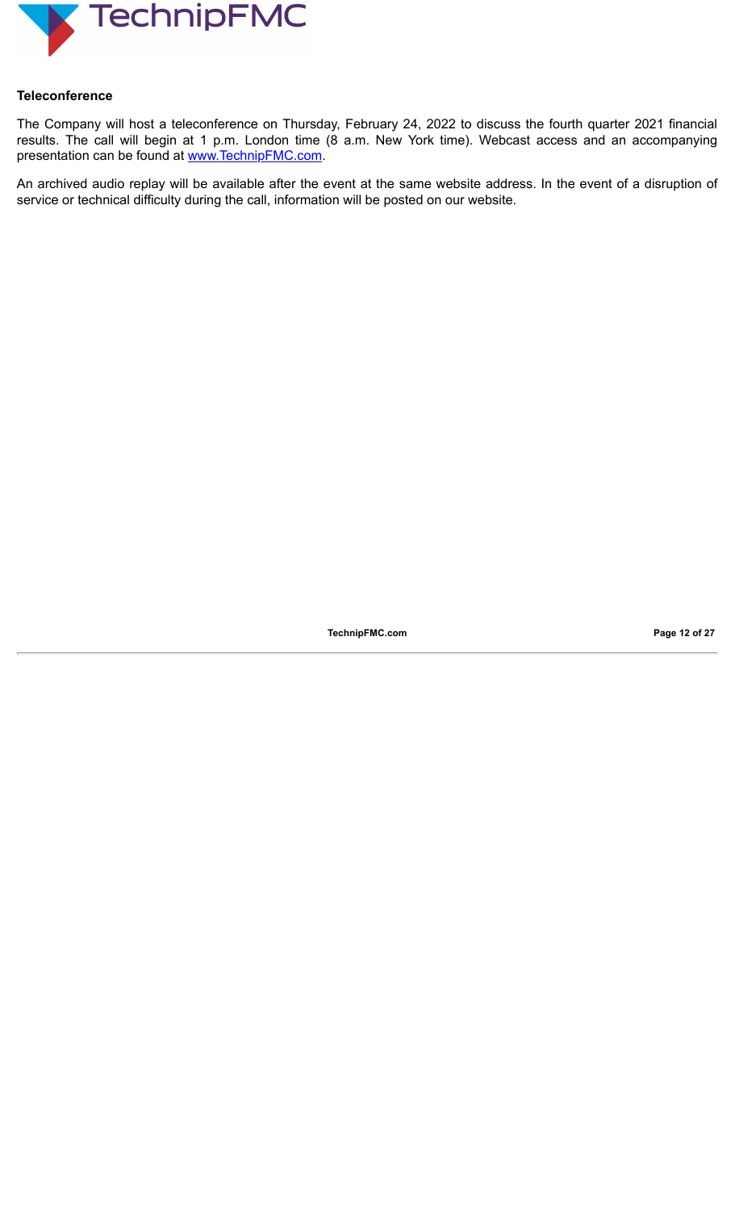## Teleconference

The Company will host a teleconference on Thursday, February 24, 2022 to discuss the fourth quarter 2021 financial results. The call will begin at 1 p.m. London time (8 a.m. New York time). Webcast access and an accompanying presentation can be found at www.TechnipFMC.com.

An archived audio replay will be available after the event at the same website address. In the event of a disruption of service or technical difficulty during the call, information will be posted on our website.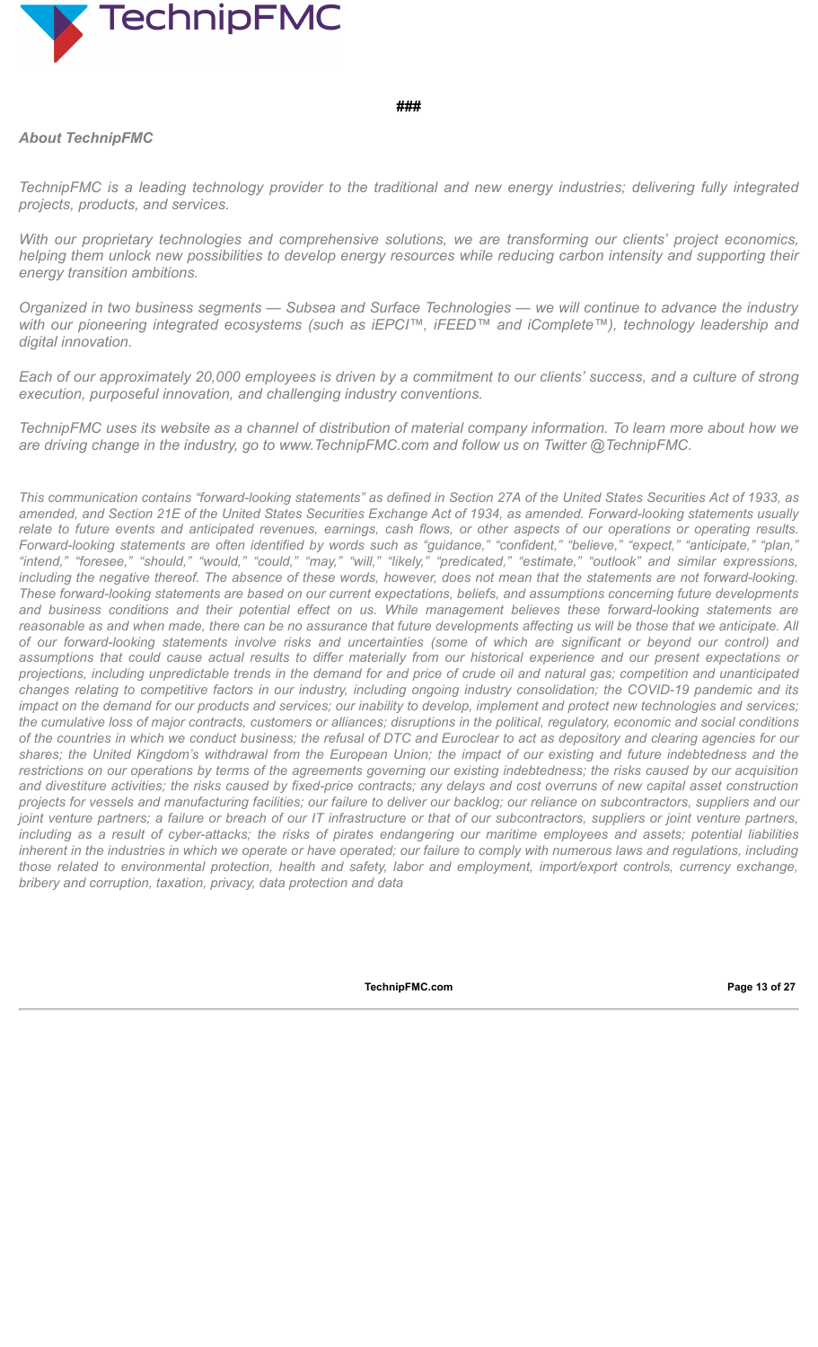###

***About TechnipFMC***

*TechnipFMC is a leading technology provider to the traditional and new energy industries; delivering fully integrated projects, products, and services.*

*With our proprietary technologies and comprehensive solutions, we are transforming our clients' project economics, helping them unlock new possibilities to develop energy resources while reducing carbon intensity and supporting their energy transition ambitions.*

*Organized in two business segments — Subsea and Surface Technologies — we will continue to advance the industry with our pioneering integrated ecosystems (such as iEPCI™, iFEED™ and iComplete™), technology leadership and digital innovation.*

*Each of our approximately 20,000 employees is driven by a commitment to our clients' success, and a culture of strong execution, purposeful innovation, and challenging industry conventions.*

*TechnipFMC uses its website as a channel of distribution of material company information. To learn more about how we are driving change in the industry, go to www.TechnipFMC.com and follow us on Twitter @TechnipFMC.*

*This communication contains "forward-looking statements" as defined in Section 27A of the United States Securities Act of 1933, as amended, and Section 21E of the United States Securities Exchange Act of 1934, as amended. Forward-looking statements usually relate to future events and anticipated revenues, earnings, cash flows, or other aspects of our operations or operating results. Forward-looking statements are often identified by words such as "guidance," "confident," "believe," "expect," "anticipate," "plan," "intend," "foresee," "should," "would," "could," "may," "will," "likely," "predicated," "estimate," "outlook" and similar expressions, including the negative thereof. The absence of these words, however, does not mean that the statements are not forward-looking. These forward-looking statements are based on our current expectations, beliefs, and assumptions concerning future developments and business conditions and their potential effect on us. While management believes these forward-looking statements are reasonable as and when made, there can be no assurance that future developments affecting us will be those that we anticipate. All of our forward-looking statements involve risks and uncertainties (some of which are significant or beyond our control) and assumptions that could cause actual results to differ materially from our historical experience and our present expectations or projections, including unpredictable trends in the demand for and price of crude oil and natural gas; competition and unanticipated changes relating to competitive factors in our industry, including ongoing industry consolidation; the COVID-19 pandemic and its impact on the demand for our products and services; our inability to develop, implement and protect new technologies and services; the cumulative loss of major contracts, customers or alliances; disruptions in the political, regulatory, economic and social conditions of the countries in which we conduct business; the refusal of DTC and Euroclear to act as depository and clearing agencies for our shares; the United Kingdom's withdrawal from the European Union; the impact of our existing and future indebtedness and the restrictions on our operations by terms of the agreements governing our existing indebtedness; the risks caused by our acquisition and divestiture activities; the risks caused by fixed-price contracts; any delays and cost overruns of new capital asset construction projects for vessels and manufacturing facilities; our failure to deliver our backlog; our reliance on subcontractors, suppliers and our joint venture partners; a failure or breach of our IT infrastructure or that of our subcontractors, suppliers or joint venture partners, including as a result of cyber-attacks; the risks of pirates endangering our maritime employees and assets; potential liabilities inherent in the industries in which we operate or have operated; our failure to comply with numerous laws and regulations, including those related to environmental protection, health and safety, labor and employment, import/export controls, currency exchange, bribery and corruption, taxation, privacy, data protection and data*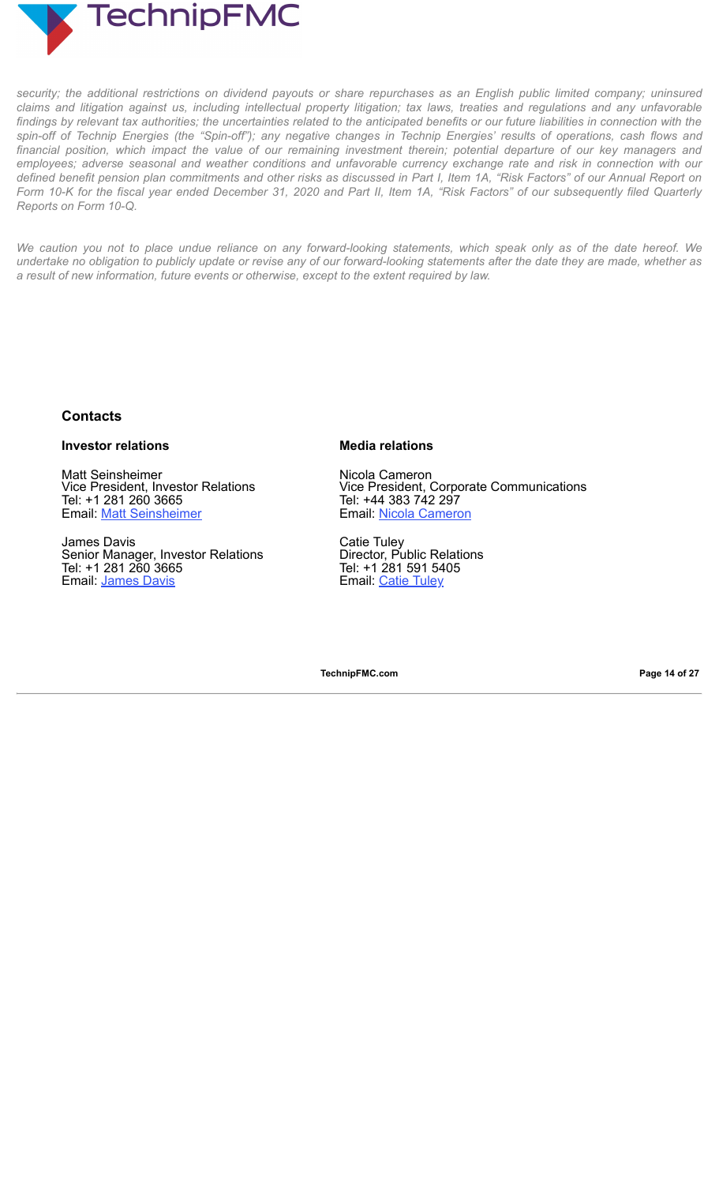*security; the additional restrictions on dividend payouts or share repurchases as an English public limited company; uninsured claims and litigation against us, including intellectual property litigation; tax laws, treaties and regulations and any unfavorable findings by relevant tax authorities; the uncertainties related to the anticipated benefits or our future liabilities in connection with the spin-off of Technip Energies (the "Spin-off"); any negative changes in Technip Energies' results of operations, cash flows and financial position, which impact the value of our remaining investment therein; potential departure of our key managers and employees; adverse seasonal and weather conditions and unfavorable currency exchange rate and risk in connection with our defined benefit pension plan commitments and other risks as discussed in Part I, Item 1A, "Risk Factors" of our Annual Report on Form 10-K for the fiscal year ended December 31, 2020 and Part II, Item 1A, "Risk Factors" of our subsequently filed Quarterly Reports on Form 10-Q.*

*We caution you not to place undue reliance on any forward-looking statements, which speak only as of the date hereof. We undertake no obligation to publicly update or revise any of our forward-looking statements after the date they are made, whether as a result of new information, future events or otherwise, except to the extent required by law.*

## Contacts

### Investor relations

Matt Seinsheimer
Vice President, Investor Relations
Tel: +1 281 260 3665
Email: Matt Seinsheimer

James Davis
Senior Manager, Investor Relations
Tel: +1 281 260 3665
Email: James Davis

### Media relations

Nicola Cameron
Vice President, Corporate Communications
Tel: +44 383 742 297
Email: Nicola Cameron

Catie Tuley
Director, Public Relations
Tel: +1 281 591 5405
Email: Catie Tuley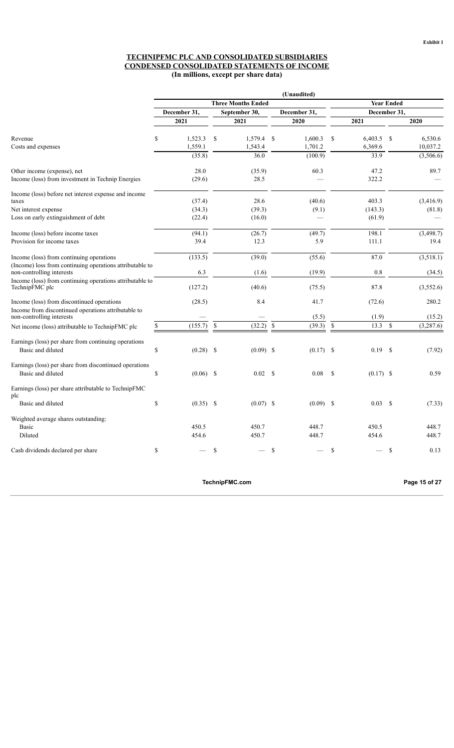**Exhibit 1**

# TECHNIPFMC PLC AND CONSOLIDATED SUBSIDIARIES
## CONDENSED CONSOLIDATED STATEMENTS OF INCOME
### (In millions, except per share data)

| | (Unaudited) | | | | |
|---|---|---|---|---|---|
| | Three Months Ended | | | Year Ended | |
| | December 31, | September 30, | December 31, | December 31, | |
| | 2021 | 2021 | 2020 | 2021 | 2020 |
| Revenue | $ 1,523.3 | $ 1,579.4 | $ 1,600.3 | $ 6,403.5 | $ 6,530.6 |
| Costs and expenses | 1,559.1 | 1,543.4 | 1,701.2 | 6,369.6 | 10,037.2 |
| | (35.8) | 36.0 | (100.9) | 33.9 | (3,506.6) |
| Other income (expense), net | 28.0 | (35.9) | 60.3 | 47.2 | 89.7 |
| Income (loss) from investment in Technip Energies | (29.6) | 28.5 | — | 322.2 | — |
| Income (loss) before net interest expense and income taxes | (37.4) | 28.6 | (40.6) | 403.3 | (3,416.9) |
| Net interest expense | (34.3) | (39.3) | (9.1) | (143.3) | (81.8) |
| Loss on early extinguishment of debt | (22.4) | (16.0) | — | (61.9) | — |
| Income (loss) before income taxes | (94.1) | (26.7) | (49.7) | 198.1 | (3,498.7) |
| Provision for income taxes | 39.4 | 12.3 | 5.9 | 111.1 | 19.4 |
| Income (loss) from continuing operations | (133.5) | (39.0) | (55.6) | 87.0 | (3,518.1) |
| (Income) loss from continuing operations attributable to non-controlling interests | 6.3 | (1.6) | (19.9) | 0.8 | (34.5) |
| Income (loss) from continuing operations attributable to TechnipFMC plc | (127.2) | (40.6) | (75.5) | 87.8 | (3,552.6) |
| Income (loss) from discontinued operations | (28.5) | 8.4 | 41.7 | (72.6) | 280.2 |
| Income from discontinued operations attributable to non-controlling interests | — | — | (5.5) | (1.9) | (15.2) |
| Net income (loss) attributable to TechnipFMC plc | $ (155.7) | $ (32.2) | $ (39.3) | $ 13.3 | $ (3,287.6) |
| Earnings (loss) per share from continuing operations | | | | | |
| Basic and diluted | $ (0.28) | $ (0.09) | $ (0.17) | $ 0.19 | $ (7.92) |
| Earnings (loss) per share from discontinued operations | | | | | |
| Basic and diluted | $ (0.06) | $ 0.02 | $ 0.08 | $ (0.17) | $ 0.59 |
| Earnings (loss) per share attributable to TechnipFMC plc | | | | | |
| Basic and diluted | $ (0.35) | $ (0.07) | $ (0.09) | $ 0.03 | $ (7.33) |
| Weighted average shares outstanding: | | | | | |
| Basic | 450.5 | 450.7 | 448.7 | 450.5 | 448.7 |
| Diluted | 454.6 | 450.7 | 448.7 | 454.6 | 448.7 |
| Cash dividends declared per share | $ — | $ — | $ — | $ — | $ 0.13 |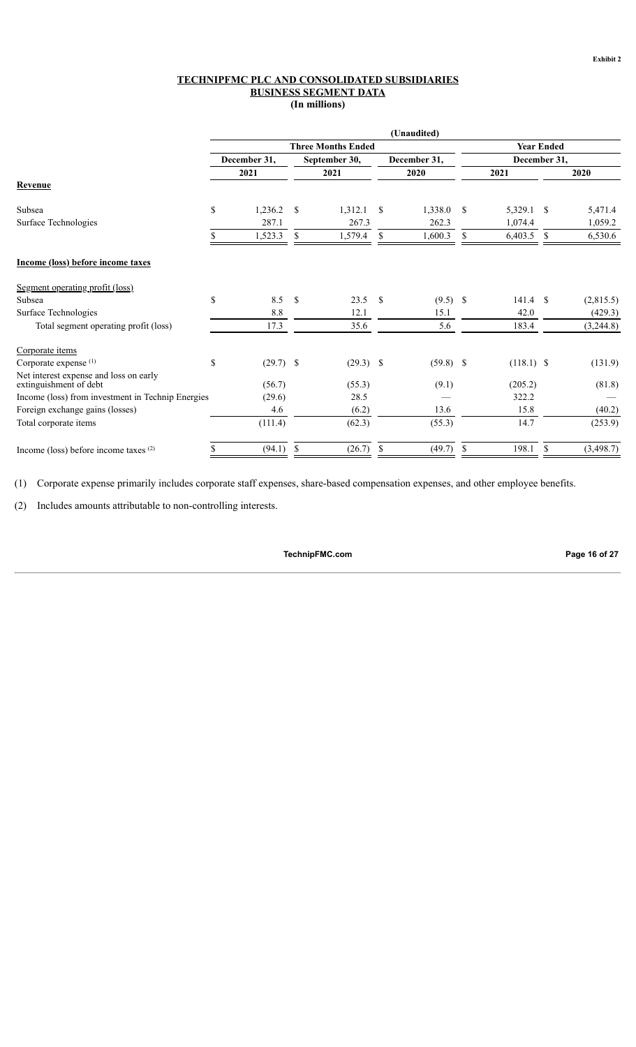**Exhibit 2**

# TECHNIPFMC PLC AND CONSOLIDATED SUBSIDIARIES
## BUSINESS SEGMENT DATA
### (In millions)

| | (Unaudited) | | | | |
|---|---|---|---|---|---|
| | Three Months Ended | | | Year Ended | |
| | December 31, 2021 | September 30, 2021 | December 31, 2020 | December 31, 2021 | December 31, 2020 |
| **Revenue** | | | | | |
| Subsea | $ 1,236.2 | $ 1,312.1 | $ 1,338.0 | $ 5,329.1 | $ 5,471.4 |
| Surface Technologies | 287.1 | 267.3 | 262.3 | 1,074.4 | 1,059.2 |
| | $ 1,523.3 | $ 1,579.4 | $ 1,600.3 | $ 6,403.5 | $ 6,530.6 |
| **Income (loss) before income taxes** | | | | | |
| Segment operating profit (loss) | | | | | |
| Subsea | $ 8.5 | $ 23.5 | $ (9.5) | $ 141.4 | $ (2,815.5) |
| Surface Technologies | 8.8 | 12.1 | 15.1 | 42.0 | (429.3) |
| Total segment operating profit (loss) | 17.3 | 35.6 | 5.6 | 183.4 | (3,244.8) |
| Corporate items | | | | | |
| Corporate expense [1] | $ (29.7) | $ (29.3) | $ (59.8) | $ (118.1) | $ (131.9) |
| Net interest expense and loss on early extinguishment of debt | (56.7) | (55.3) | (9.1) | (205.2) | (81.8) |
| Income (loss) from investment in Technip Energies | (29.6) | 28.5 | — | 322.2 | — |
| Foreign exchange gains (losses) | 4.6 | (6.2) | 13.6 | 15.8 | (40.2) |
| Total corporate items | (111.4) | (62.3) | (55.3) | 14.7 | (253.9) |
| Income (loss) before income taxes [2] | $ (94.1) | $ (26.7) | $ (49.7) | $ 198.1 | $ (3,498.7) |

(1) Corporate expense primarily includes corporate staff expenses, share-based compensation expenses, and other employee benefits.

(2) Includes amounts attributable to non-controlling interests.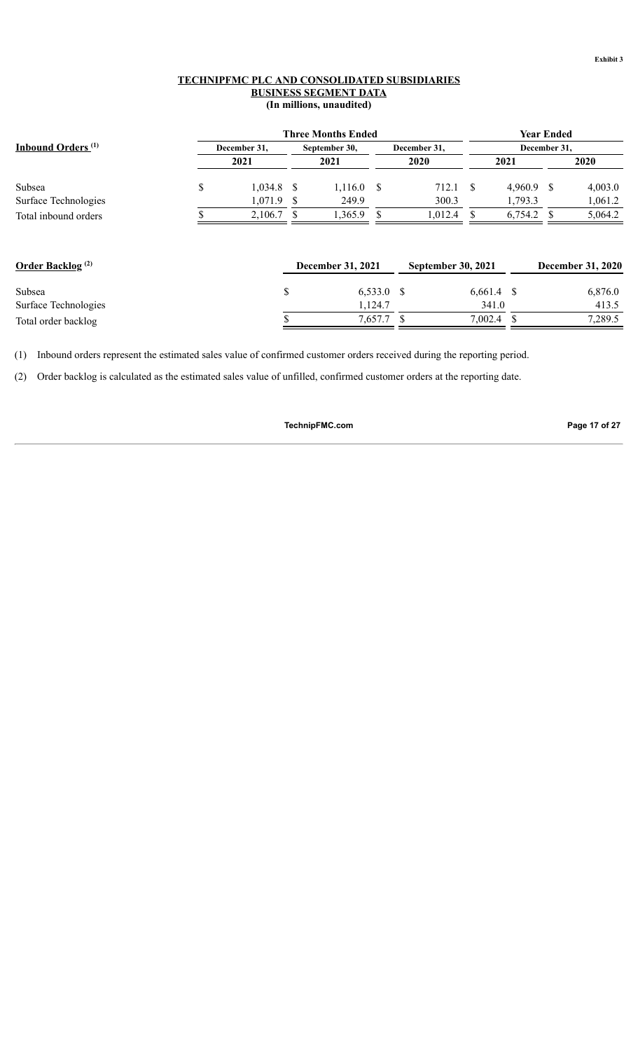Exhibit 3

# TECHNIPFMC PLC AND CONSOLIDATED SUBSIDIARIES
## BUSINESS SEGMENT DATA
### (In millions, unaudited)

| Inbound Orders [(1)] | Three Months Ended | | | Year Ended | |
|---|---|---|---|---|---|
| | December 31, 2021 | September 30, 2021 | December 31, 2020 | December 31, 2021 | December 31, 2020 |
| Subsea | $ 1,034.8 | $ 1,116.0 | $ 712.1 | $ 4,960.9 | $ 4,003.0 |
| Surface Technologies | 1,071.9 | 249.9 | 300.3 | 1,793.3 | 1,061.2 |
| Total inbound orders | $ 2,106.7 | $ 1,365.9 | $ 1,012.4 | $ 6,754.2 | $ 5,064.2 |

| Order Backlog [(2)] | December 31, 2021 | September 30, 2021 | December 31, 2020 |
|---|---|---|---|
| Subsea | $ 6,533.0 | $ 6,661.4 | $ 6,876.0 |
| Surface Technologies | 1,124.7 | 341.0 | 413.5 |
| Total order backlog | $ 7,657.7 | $ 7,002.4 | $ 7,289.5 |

(1) Inbound orders represent the estimated sales value of confirmed customer orders received during the reporting period.

(2) Order backlog is calculated as the estimated sales value of unfilled, confirmed customer orders at the reporting date.

TechnipFMC.com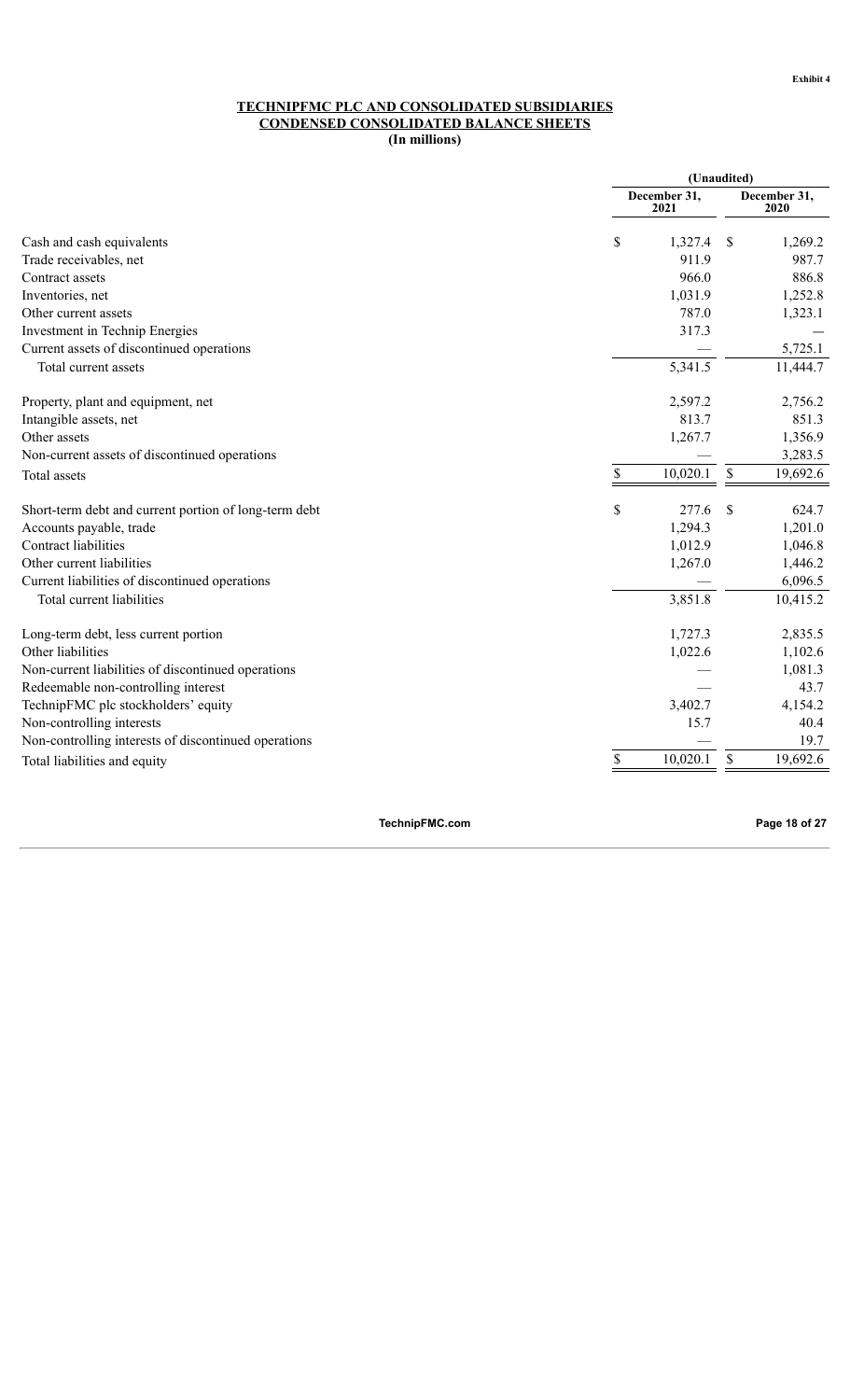**Exhibit 4**

# TECHNIPFMC PLC AND CONSOLIDATED SUBSIDIARIES
## CONDENSED CONSOLIDATED BALANCE SHEETS
**(In millions)**

| | (Unaudited) | |
|---|---|---|
| | December 31, 2021 | December 31, 2020 |
| Cash and cash equivalents | $ 1,327.4 | $ 1,269.2 |
| Trade receivables, net | 911.9 | 987.7 |
| Contract assets | 966.0 | 886.8 |
| Inventories, net | 1,031.9 | 1,252.8 |
| Other current assets | 787.0 | 1,323.1 |
| Investment in Technip Energies | 317.3 | — |
| Current assets of discontinued operations | — | 5,725.1 |
| Total current assets | 5,341.5 | 11,444.7 |
| | | |
| Property, plant and equipment, net | 2,597.2 | 2,756.2 |
| Intangible assets, net | 813.7 | 851.3 |
| Other assets | 1,267.7 | 1,356.9 |
| Non-current assets of discontinued operations | — | 3,283.5 |
| Total assets | $ 10,020.1 | $ 19,692.6 |
| | | |
| Short-term debt and current portion of long-term debt | $ 277.6 | $ 624.7 |
| Accounts payable, trade | 1,294.3 | 1,201.0 |
| Contract liabilities | 1,012.9 | 1,046.8 |
| Other current liabilities | 1,267.0 | 1,446.2 |
| Current liabilities of discontinued operations | — | 6,096.5 |
| Total current liabilities | 3,851.8 | 10,415.2 |
| | | |
| Long-term debt, less current portion | 1,727.3 | 2,835.5 |
| Other liabilities | 1,022.6 | 1,102.6 |
| Non-current liabilities of discontinued operations | — | 1,081.3 |
| Redeemable non-controlling interest | — | 43.7 |
| TechnipFMC plc stockholders' equity | 3,402.7 | 4,154.2 |
| Non-controlling interests | 15.7 | 40.4 |
| Non-controlling interests of discontinued operations | — | 19.7 |
| Total liabilities and equity | $ 10,020.1 | $ 19,692.6 |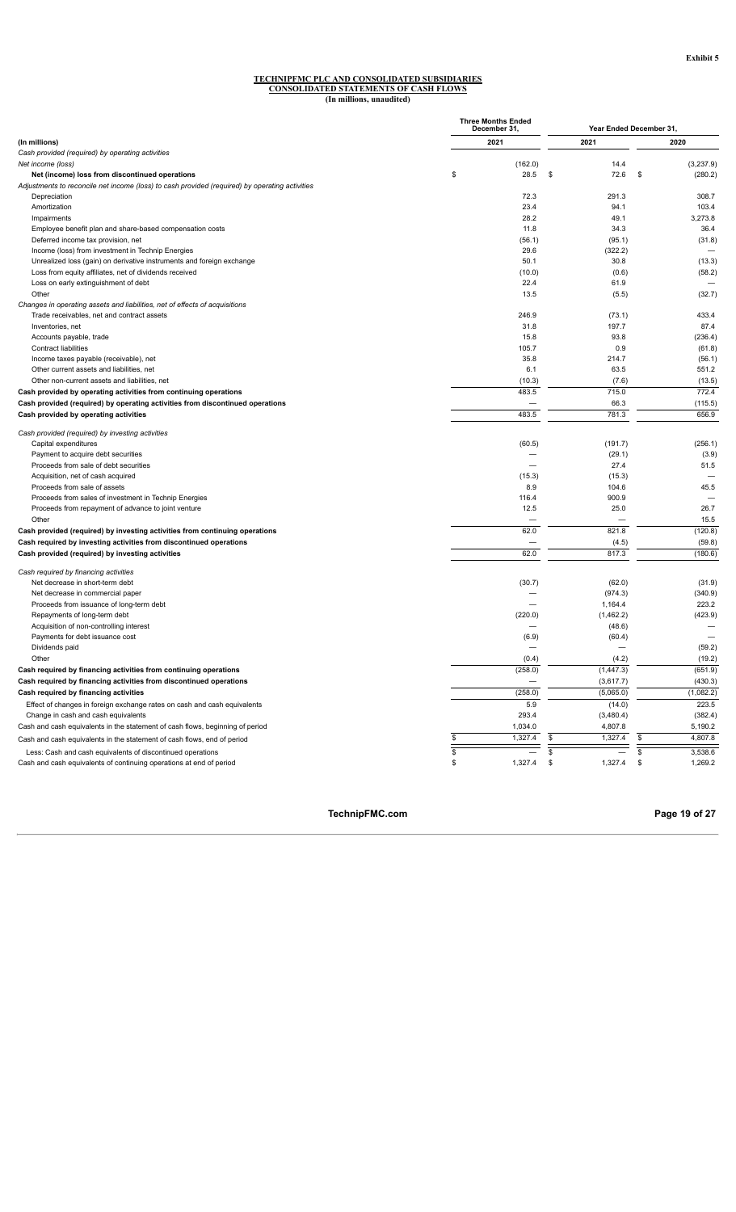**Exhibit 5**

# TECHNIPFMC PLC AND CONSOLIDATED SUBSIDIARIES
## CONSOLIDATED STATEMENTS OF CASH FLOWS
**(In millions, unaudited)**

| (In millions) | Three Months Ended December 31, | Year Ended December 31, | |
|---|---|---|---|
| | 2021 | 2021 | 2020 |
| *Cash provided (required) by operating activities* | | | |
| *Net income (loss)* | (162.0) | 14.4 | (3,237.9) |
| **Net (income) loss from discontinued operations** | $ 28.5 | $ 72.6 | $ (280.2) |
| *Adjustments to reconcile net income (loss) to cash provided (required) by operating activities* | | | |
| Depreciation | 72.3 | 291.3 | 308.7 |
| Amortization | 23.4 | 94.1 | 103.4 |
| Impairments | 28.2 | 49.1 | 3,273.8 |
| Employee benefit plan and share-based compensation costs | 11.8 | 34.3 | 36.4 |
| Deferred income tax provision, net | (56.1) | (95.1) | (31.8) |
| Income (loss) from investment in Technip Energies | 29.6 | (322.2) | — |
| Unrealized loss (gain) on derivative instruments and foreign exchange | 50.1 | 30.8 | (13.3) |
| Loss from equity affiliates, net of dividends received | (10.0) | (0.6) | (58.2) |
| Loss on early extinguishment of debt | 22.4 | 61.9 | — |
| Other | 13.5 | (5.5) | (32.7) |
| *Changes in operating assets and liabilities, net of effects of acquisitions* | | | |
| Trade receivables, net and contract assets | 246.9 | (73.1) | 433.4 |
| Inventories, net | 31.8 | 197.7 | 87.4 |
| Accounts payable, trade | 15.8 | 93.8 | (236.4) |
| Contract liabilities | 105.7 | 0.9 | (61.8) |
| Income taxes payable (receivable), net | 35.8 | 214.7 | (56.1) |
| Other current assets and liabilities, net | 6.1 | 63.5 | 551.2 |
| Other non-current assets and liabilities, net | (10.3) | (7.6) | (13.5) |
| **Cash provided by operating activities from continuing operations** | 483.5 | 715.0 | 772.4 |
| **Cash provided (required) by operating activities from discontinued operations** | — | 66.3 | (115.5) |
| **Cash provided by operating activities** | 483.5 | 781.3 | 656.9 |
| *Cash provided (required) by investing activities* | | | |
| Capital expenditures | (60.5) | (191.7) | (256.1) |
| Payment to acquire debt securities | — | (29.1) | (3.9) |
| Proceeds from sale of debt securities | — | 27.4 | 51.5 |
| Acquisition, net of cash acquired | (15.3) | (15.3) | — |
| Proceeds from sale of assets | 8.9 | 104.6 | 45.5 |
| Proceeds from sales of investment in Technip Energies | 116.4 | 900.9 | — |
| Proceeds from repayment of advance to joint venture | 12.5 | 25.0 | 26.7 |
| Other | — | — | 15.5 |
| **Cash provided (required) by investing activities from continuing operations** | 62.0 | 821.8 | (120.8) |
| **Cash required by investing activities from discontinued operations** | — | (4.5) | (59.8) |
| **Cash provided (required) by investing activities** | 62.0 | 817.3 | (180.6) |
| *Cash required by financing activities* | | | |
| Net decrease in short-term debt | (30.7) | (62.0) | (31.9) |
| Net decrease in commercial paper | — | (974.3) | (340.9) |
| Proceeds from issuance of long-term debt | — | 1,164.4 | 223.2 |
| Repayments of long-term debt | (220.0) | (1,462.2) | (423.9) |
| Acquisition of non-controlling interest | — | (48.6) | — |
| Payments for debt issuance cost | (6.9) | (60.4) | — |
| Dividends paid | — | — | (59.2) |
| Other | (0.4) | (4.2) | (19.2) |
| **Cash required by financing activities from continuing operations** | (258.0) | (1,447.3) | (651.9) |
| **Cash required by financing activities from discontinued operations** | — | (3,617.7) | (430.3) |
| **Cash required by financing activities** | (258.0) | (5,065.0) | (1,082.2) |
| Effect of changes in foreign exchange rates on cash and cash equivalents | 5.9 | (14.0) | 223.5 |
| Change in cash and cash equivalents | 293.4 | (3,480.4) | (382.4) |
| Cash and cash equivalents in the statement of cash flows, beginning of period | 1,034.0 | 4,807.8 | 5,190.2 |
| Cash and cash equivalents in the statement of cash flows, end of period | $ 1,327.4 | $ 1,327.4 | $ 4,807.8 |
| Less: Cash and cash equivalents of discontinued operations | $ — | $ — | $ 3,538.6 |
| Cash and cash equivalents of continuing operations at end of period | $ 1,327.4 | $ 1,327.4 | $ 1,269.2 |

TechnipFMC.com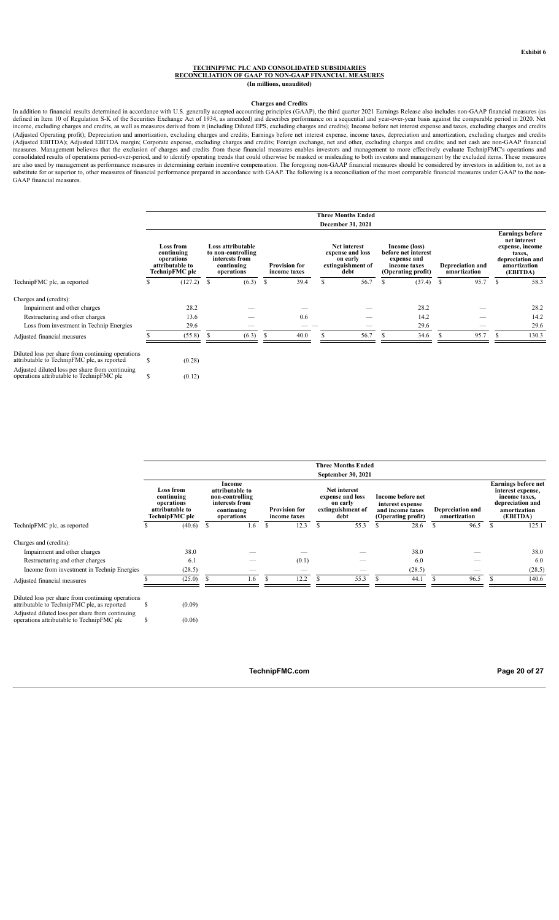Exhibit 6

# TECHNIPFMC PLC AND CONSOLIDATED SUBSIDIARIES
## RECONCILIATION OF GAAP TO NON-GAAP FINANCIAL MEASURES
**(In millions, unaudited)**

### Charges and Credits

In addition to financial results determined in accordance with U.S. generally accepted accounting principles (GAAP), the third quarter 2021 Earnings Release also includes non-GAAP financial measures (as defined in Item 10 of Regulation S-K of the Securities Exchange Act of 1934, as amended) and describes performance on a sequential and year-over-year basis against the comparable period in 2020. Net income, excluding charges and credits, as well as measures derived from it (including Diluted EPS, excluding charges and credits); Income before net interest expense and taxes, excluding charges and credits (Adjusted Operating profit); Depreciation and amortization, excluding charges and credits; Earnings before net interest expense, income taxes, depreciation and amortization, excluding charges and credits (Adjusted EBITDA); Adjusted EBITDA margin; Corporate expense, excluding charges and credits; Foreign exchange, net and other, excluding charges and credits; and net cash are non-GAAP financial measures. Management believes that the exclusion of charges and credits from these financial measures enables investors and management to more effectively evaluate TechnipFMC's operations and consolidated results of operations period-over-period, and to identify operating trends that could otherwise be masked or misleading to both investors and management by the excluded items. These measures are also used by management as performance measures in determining certain incentive compensation. The foregoing non-GAAP financial measures should be considered by investors in addition to, not as a substitute for or superior to, other measures of financial performance prepared in accordance with GAAP. The following is a reconciliation of the most comparable financial measures under GAAP to the non-GAAP financial measures.

| | Three Months Ended December 31, 2021 | | | | | | |
|---|---|---|---|---|---|---|---|
| | Loss from continuing operations attributable to TechnipFMC plc | Loss attributable to non-controlling interests from continuing operations | Provision for income taxes | Net interest expense and loss on early extinguishment of debt | Income (loss) before net interest expense and income taxes (Operating profit) | Depreciation and amortization | Earnings before net interest expense, income taxes, depreciation and amortization (EBITDA) |
| TechnipFMC plc, as reported | $ (127.2) | $ (6.3) | $ 39.4 | $ 56.7 | $ (37.4) | $ 95.7 | $ 58.3 |
| Charges and (credits): | | | | | | | |
| Impairment and other charges | 28.2 | — | — | — | 28.2 | — | 28.2 |
| Restructuring and other charges | 13.6 | — | 0.6 | — | 14.2 | — | 14.2 |
| Loss from investment in Technip Energies | 29.6 | — | — | — | 29.6 | — | 29.6 |
| Adjusted financial measures | $ (55.8) | $ (6.3) | $ 40.0 | $ 56.7 | $ 34.6 | $ 95.7 | $ 130.3 |
| Diluted loss per share from continuing operations attributable to TechnipFMC plc, as reported | $ (0.28) | | | | | | |
| Adjusted diluted loss per share from continuing operations attributable to TechnipFMC plc | $ (0.12) | | | | | | |

| | Three Months Ended September 30, 2021 | | | | | | |
|---|---|---|---|---|---|---|---|
| | Loss from continuing operations attributable to TechnipFMC plc | Income attributable to non-controlling interests from continuing operations | Provision for income taxes | Net interest expense and loss on early extinguishment of debt | Income before net interest expense and income taxes (Operating profit) | Depreciation and amortization | Earnings before net interest expense, income taxes, depreciation and amortization (EBITDA) |
| TechnipFMC plc, as reported | $ (40.6) | $ 1.6 | $ 12.3 | $ 55.3 | $ 28.6 | $ 96.5 | $ 125.1 |
| Charges and (credits): | | | | | | | |
| Impairment and other charges | 38.0 | — | — | — | 38.0 | — | 38.0 |
| Restructuring and other charges | 6.1 | — | (0.1) | — | 6.0 | — | 6.0 |
| Income from investment in Technip Energies | (28.5) | — | — | — | (28.5) | — | (28.5) |
| Adjusted financial measures | $ (25.0) | $ 1.6 | $ 12.2 | $ 55.3 | $ 44.1 | $ 96.5 | $ 140.6 |
| Diluted loss per share from continuing operations attributable to TechnipFMC plc, as reported | $ (0.09) | | | | | | |
| Adjusted diluted loss per share from continuing operations attributable to TechnipFMC plc | $ (0.06) | | | | | | |

TechnipFMC.com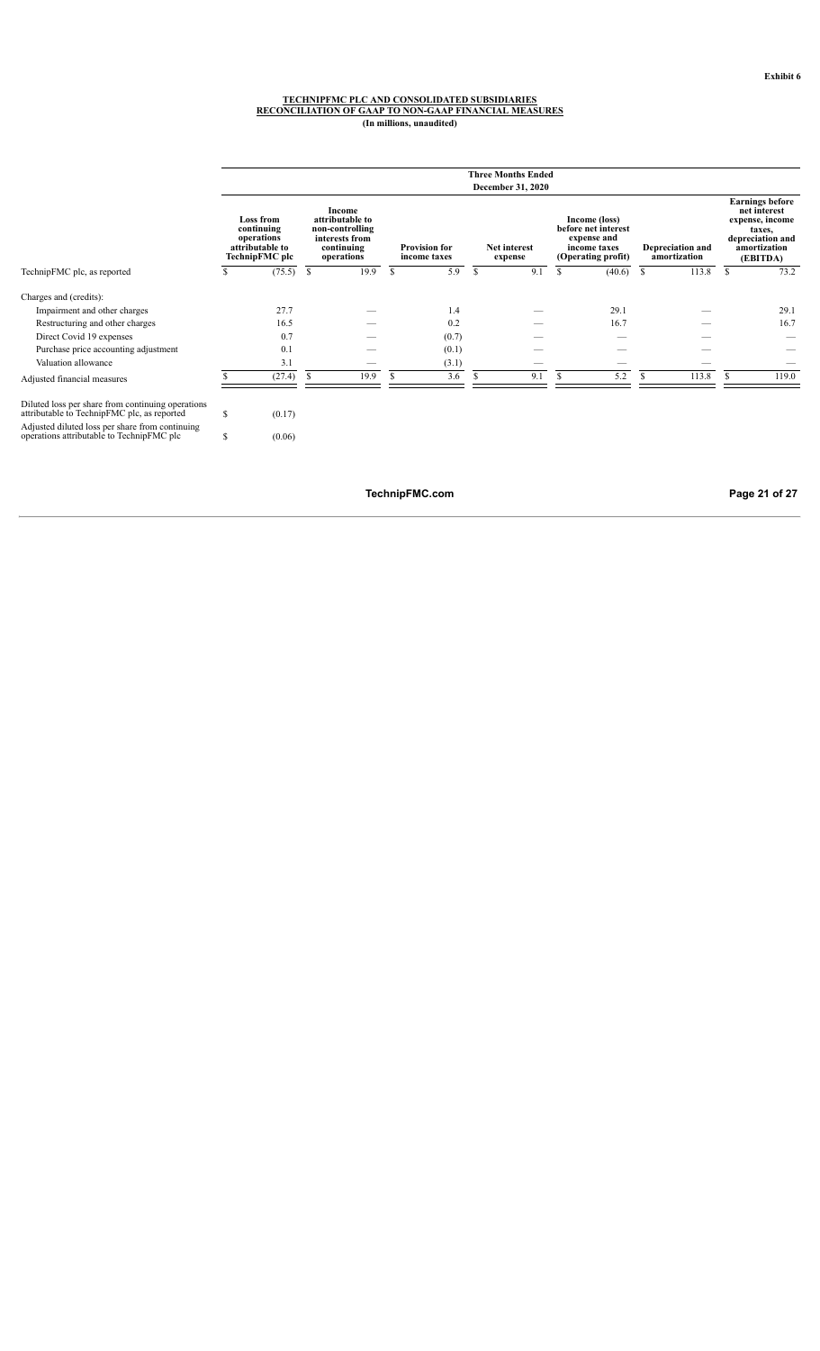**Exhibit 6**

**TECHNIPFMC PLC AND CONSOLIDATED SUBSIDIARIES**
**RECONCILIATION OF GAAP TO NON-GAAP FINANCIAL MEASURES**
**(In millions, unaudited)**

| | Three Months Ended December 31, 2020 | | | | | | |
|---|---|---|---|---|---|---|---|
| | Loss from continuing operations attributable to TechnipFMC plc | Income attributable to non-controlling interests from continuing operations | Provision for income taxes | Net interest expense | Income (loss) before net interest expense and income taxes (Operating profit) | Depreciation and amortization | Earnings before net interest expense, income taxes, depreciation and amortization (EBITDA) |
| TechnipFMC plc, as reported | $ (75.5) | $ 19.9 | $ 5.9 | $ 9.1 | $ (40.6) | $ 113.8 | $ 73.2 |
| Charges and (credits): | | | | | | | |
| Impairment and other charges | 27.7 | — | 1.4 | — | 29.1 | — | 29.1 |
| Restructuring and other charges | 16.5 | — | 0.2 | — | 16.7 | — | 16.7 |
| Direct Covid 19 expenses | 0.7 | — | (0.7) | — | — | — | — |
| Purchase price accounting adjustment | 0.1 | — | (0.1) | — | — | — | — |
| Valuation allowance | 3.1 | — | (3.1) | — | — | — | — |
| Adjusted financial measures | $ (27.4) | $ 19.9 | $ 3.6 | $ 9.1 | $ 5.2 | $ 113.8 | $ 119.0 |
| Diluted loss per share from continuing operations attributable to TechnipFMC plc, as reported | $ (0.17) | | | | | | |
| Adjusted diluted loss per share from continuing operations attributable to TechnipFMC plc | $ (0.06) | | | | | | |

TechnipFMC.com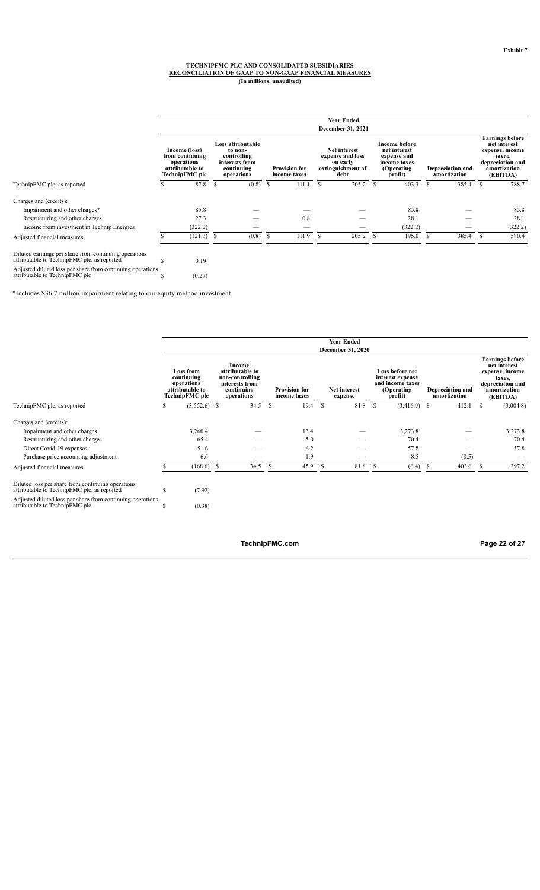**Exhibit 7**

**TECHNIPFMC PLC AND CONSOLIDATED SUBSIDIARIES**
**RECONCILIATION OF GAAP TO NON-GAAP FINANCIAL MEASURES**
**(In millions, unaudited)**

| | Year Ended December 31, 2021 | | | | | | |
|---|---|---|---|---|---|---|---|
| | Income (loss) from continuing operations attributable to TechnipFMC plc | Loss attributable to non-controlling interests from continuing operations | Provision for income taxes | Net interest expense and loss on early extinguishment of debt | Income before net interest expense and income taxes (Operating profit) | Depreciation and amortization | Earnings before net interest expense, income taxes, depreciation and amortization (EBITDA) |
| TechnipFMC plc, as reported | $ 87.8 | $ (0.8) | $ 111.1 | $ 205.2 | $ 403.3 | $ 385.4 | $ 788.7 |
| Charges and (credits): | | | | | | | |
| Impairment and other charges* | 85.8 | — | — | — | 85.8 | — | 85.8 |
| Restructuring and other charges | 27.3 | — | 0.8 | — | 28.1 | — | 28.1 |
| Income from investment in Technip Energies | (322.2) | — | — | — | (322.2) | — | (322.2) |
| Adjusted financial measures | $ (121.3) | $ (0.8) | $ 111.9 | $ 205.2 | $ 195.0 | $ 385.4 | $ 580.4 |
| Diluted earnings per share from continuing operations attributable to TechnipFMC plc, as reported | $ 0.19 | | | | | | |
| Adjusted diluted loss per share from continuing operations attributable to TechnipFMC plc | $ (0.27) | | | | | | |

*Includes $36.7 million impairment relating to our equity method investment.

| | Year Ended December 31, 2020 | | | | | | |
|---|---|---|---|---|---|---|---|
| | Loss from continuing operations attributable to TechnipFMC plc | Income attributable to non-controlling interests from continuing operations | Provision for income taxes | Net interest expense | Loss before net interest expense and income taxes (Operating profit) | Depreciation and amortization | Earnings before net interest expense, income taxes, depreciation and amortization (EBITDA) |
| TechnipFMC plc, as reported | $ (3,552.6) | $ 34.5 | $ 19.4 | $ 81.8 | $ (3,416.9) | $ 412.1 | $ (3,004.8) |
| Charges and (credits): | | | | | | | |
| Impairment and other charges | 3,260.4 | — | 13.4 | — | 3,273.8 | — | 3,273.8 |
| Restructuring and other charges | 65.4 | — | 5.0 | — | 70.4 | — | 70.4 |
| Direct Covid-19 expenses | 51.6 | — | 6.2 | — | 57.8 | — | 57.8 |
| Purchase price accounting adjustment | 6.6 | — | 1.9 | — | 8.5 | (8.5) | — |
| Adjusted financial measures | $ (168.6) | $ 34.5 | $ 45.9 | $ 81.8 | $ (6.4) | $ 403.6 | $ 397.2 |
| Diluted loss per share from continuing operations attributable to TechnipFMC plc, as reported | $ (7.92) | | | | | | |
| Adjusted diluted loss per share from continuing operations attributable to TechnipFMC plc | $ (0.38) | | | | | | |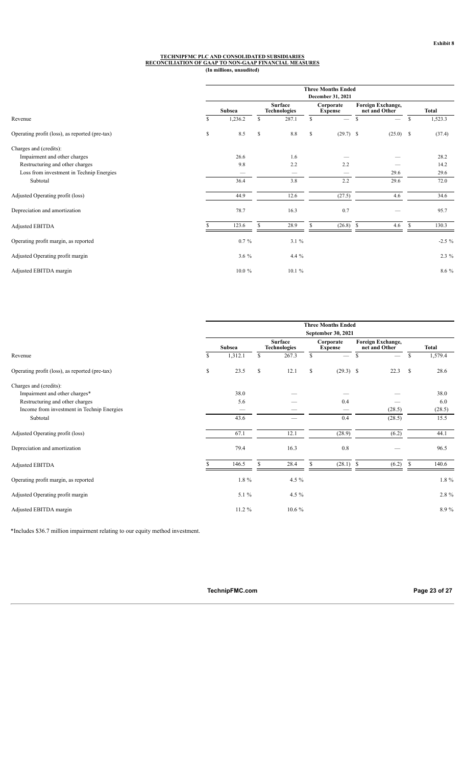**Exhibit 8**

**TECHNIPFMC PLC AND CONSOLIDATED SUBSIDIARIES**
**RECONCILIATION OF GAAP TO NON-GAAP FINANCIAL MEASURES**
**(In millions, unaudited)**

| | Three Months Ended December 31, 2021 | | | | |
|---|---|---|---|---|---|
| | Subsea | Surface Technologies | Corporate Expense | Foreign Exchange, net and Other | Total |
| Revenue | $ 1,236.2 | $ 287.1 | $ — | $ — | $ 1,523.3 |
| Operating profit (loss), as reported (pre-tax) | $ 8.5 | $ 8.8 | $ (29.7) | $ (25.0) | $ (37.4) |
| Charges and (credits): | | | | | |
| Impairment and other charges | 26.6 | 1.6 | — | — | 28.2 |
| Restructuring and other charges | 9.8 | 2.2 | 2.2 | — | 14.2 |
| Loss from investment in Technip Energies | — | — | — | 29.6 | 29.6 |
| Subtotal | 36.4 | 3.8 | 2.2 | 29.6 | 72.0 |
| Adjusted Operating profit (loss) | 44.9 | 12.6 | (27.5) | 4.6 | 34.6 |
| Depreciation and amortization | 78.7 | 16.3 | 0.7 | — | 95.7 |
| Adjusted EBITDA | $ 123.6 | $ 28.9 | $ (26.8) | $ 4.6 | $ 130.3 |
| Operating profit margin, as reported | 0.7 % | 3.1 % | | | -2.5 % |
| Adjusted Operating profit margin | 3.6 % | 4.4 % | | | 2.3 % |
| Adjusted EBITDA margin | 10.0 % | 10.1 % | | | 8.6 % |

| | Three Months Ended September 30, 2021 | | | | |
|---|---|---|---|---|---|
| | Subsea | Surface Technologies | Corporate Expense | Foreign Exchange, net and Other | Total |
| Revenue | $ 1,312.1 | $ 267.3 | $ — | $ — | $ 1,579.4 |
| Operating profit (loss), as reported (pre-tax) | $ 23.5 | $ 12.1 | $ (29.3) | $ 22.3 | $ 28.6 |
| Charges and (credits): | | | | | |
| Impairment and other charges* | 38.0 | — | — | — | 38.0 |
| Restructuring and other charges | 5.6 | — | 0.4 | — | 6.0 |
| Income from investment in Technip Energies | — | — | — | (28.5) | (28.5) |
| Subtotal | 43.6 | — | 0.4 | (28.5) | 15.5 |
| Adjusted Operating profit (loss) | 67.1 | 12.1 | (28.9) | (6.2) | 44.1 |
| Depreciation and amortization | 79.4 | 16.3 | 0.8 | — | 96.5 |
| Adjusted EBITDA | $ 146.5 | $ 28.4 | $ (28.1) | $ (6.2) | $ 140.6 |
| Operating profit margin, as reported | 1.8 % | 4.5 % | | | 1.8 % |
| Adjusted Operating profit margin | 5.1 % | 4.5 % | | | 2.8 % |
| Adjusted EBITDA margin | 11.2 % | 10.6 % | | | 8.9 % |

*Includes $36.7 million impairment relating to our equity method investment.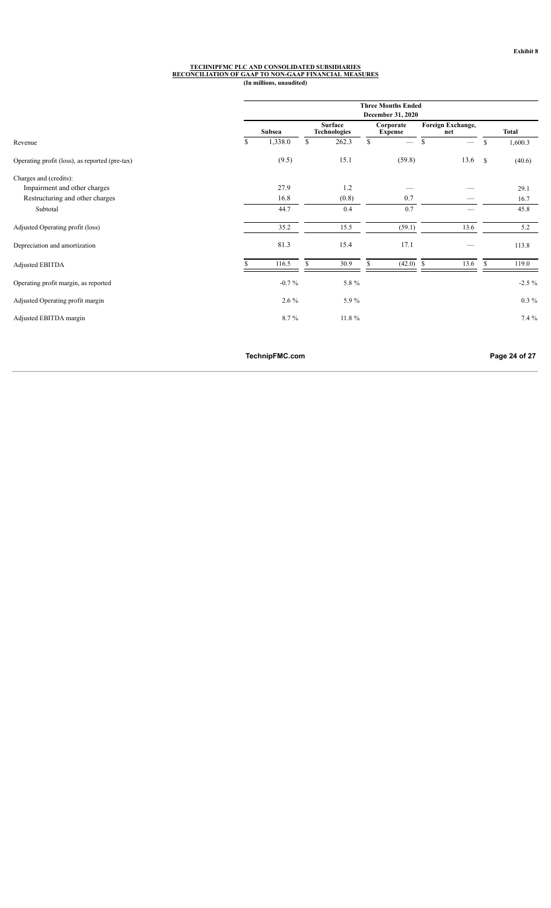**Exhibit 8**

**TECHNIPFMC PLC AND CONSOLIDATED SUBSIDIARIES**
**RECONCILIATION OF GAAP TO NON-GAAP FINANCIAL MEASURES**
**(In millions, unaudited)**

| | Three Months Ended December 31, 2020 | | | | |
|---|---|---|---|---|---|
| | Subsea | Surface Technologies | Corporate Expense | Foreign Exchange, net | Total |
| Revenue | $ 1,338.0 | $ 262.3 | $ — | $ — | $ 1,600.3 |
| Operating profit (loss), as reported (pre-tax) | (9.5) | 15.1 | (59.8) | 13.6 | $ (40.6) |
| Charges and (credits): | | | | | |
| Impairment and other charges | 27.9 | 1.2 | — | — | 29.1 |
| Restructuring and other charges | 16.8 | (0.8) | 0.7 | — | 16.7 |
| Subtotal | 44.7 | 0.4 | 0.7 | — | 45.8 |
| Adjusted Operating profit (loss) | 35.2 | 15.5 | (59.1) | 13.6 | 5.2 |
| Depreciation and amortization | 81.3 | 15.4 | 17.1 | — | 113.8 |
| Adjusted EBITDA | $ 116.5 | $ 30.9 | $ (42.0) | $ 13.6 | $ 119.0 |
| Operating profit margin, as reported | -0.7 % | 5.8 % | | | -2.5 % |
| Adjusted Operating profit margin | 2.6 % | 5.9 % | | | 0.3 % |
| Adjusted EBITDA margin | 8.7 % | 11.8 % | | | 7.4 % |

TechnipFMC.com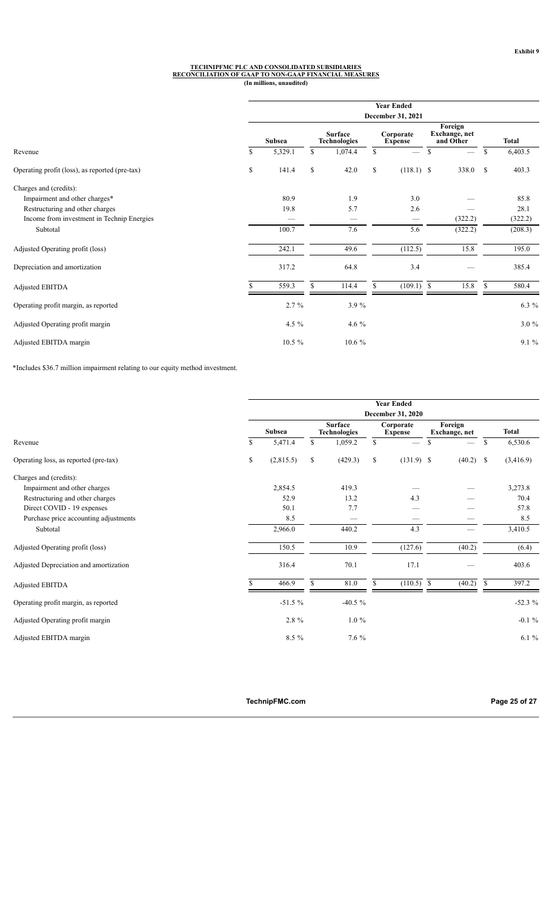**Exhibit 9**

**TECHNIPFMC PLC AND CONSOLIDATED SUBSIDIARIES**
**RECONCILIATION OF GAAP TO NON-GAAP FINANCIAL MEASURES**
**(In millions, unaudited)**

| | Year Ended December 31, 2021 | | | | |
|---|---|---|---|---|---|
| | Subsea | Surface Technologies | Corporate Expense | Foreign Exchange, net and Other | Total |
| Revenue | $ 5,329.1 | $ 1,074.4 | $ — | $ — | $ 6,403.5 |
| Operating profit (loss), as reported (pre-tax) | $ 141.4 | $ 42.0 | $ (118.1) | $ 338.0 | $ 403.3 |
| Charges and (credits): | | | | | |
| Impairment and other charges* | 80.9 | 1.9 | 3.0 | — | 85.8 |
| Restructuring and other charges | 19.8 | 5.7 | 2.6 | — | 28.1 |
| Income from investment in Technip Energies | — | — | — | (322.2) | (322.2) |
| Subtotal | 100.7 | 7.6 | 5.6 | (322.2) | (208.3) |
| Adjusted Operating profit (loss) | 242.1 | 49.6 | (112.5) | 15.8 | 195.0 |
| Depreciation and amortization | 317.2 | 64.8 | 3.4 | — | 385.4 |
| Adjusted EBITDA | $ 559.3 | $ 114.4 | $ (109.1) | $ 15.8 | $ 580.4 |
| Operating profit margin, as reported | 2.7 % | 3.9 % | | | 6.3 % |
| Adjusted Operating profit margin | 4.5 % | 4.6 % | | | 3.0 % |
| Adjusted EBITDA margin | 10.5 % | 10.6 % | | | 9.1 % |

*Includes $36.7 million impairment relating to our equity method investment.

| | Year Ended December 31, 2020 | | | | |
|---|---|---|---|---|---|
| | Subsea | Surface Technologies | Corporate Expense | Foreign Exchange, net | Total |
| Revenue | $ 5,471.4 | $ 1,059.2 | $ — | $ — | $ 6,530.6 |
| Operating loss, as reported (pre-tax) | $ (2,815.5) | $ (429.3) | $ (131.9) | $ (40.2) | $ (3,416.9) |
| Charges and (credits): | | | | | |
| Impairment and other charges | 2,854.5 | 419.3 | — | — | 3,273.8 |
| Restructuring and other charges | 52.9 | 13.2 | 4.3 | — | 70.4 |
| Direct COVID - 19 expenses | 50.1 | 7.7 | — | — | 57.8 |
| Purchase price accounting adjustments | 8.5 | — | — | — | 8.5 |
| Subtotal | 2,966.0 | 440.2 | 4.3 | — | 3,410.5 |
| Adjusted Operating profit (loss) | 150.5 | 10.9 | (127.6) | (40.2) | (6.4) |
| Adjusted Depreciation and amortization | 316.4 | 70.1 | 17.1 | — | 403.6 |
| Adjusted EBITDA | $ 466.9 | $ 81.0 | $ (110.5) | $ (40.2) | $ 397.2 |
| Operating profit margin, as reported | -51.5 % | -40.5 % | | | -52.3 % |
| Adjusted Operating profit margin | 2.8 % | 1.0 % | | | -0.1 % |
| Adjusted EBITDA margin | 8.5 % | 7.6 % | | | 6.1 % |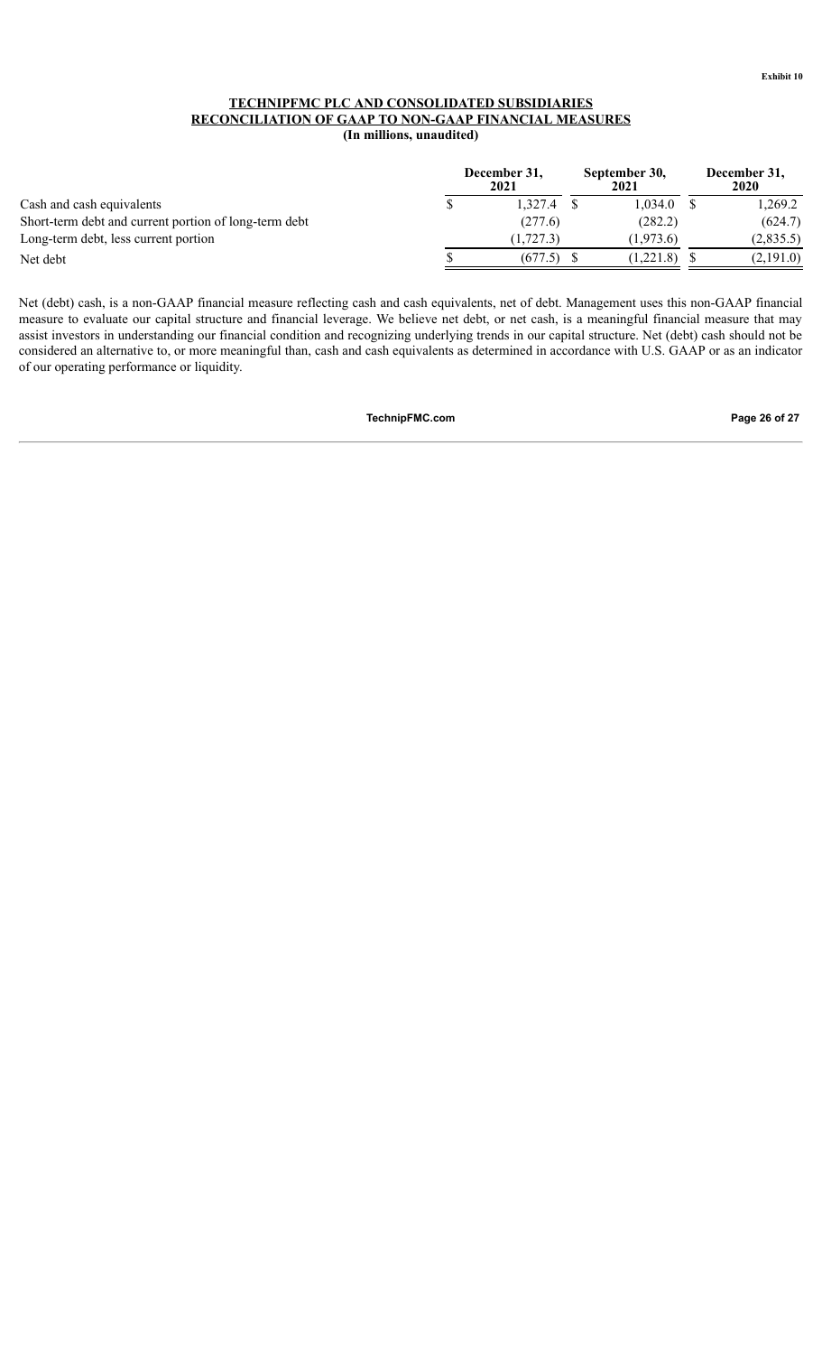Exhibit 10

**TECHNIPFMC PLC AND CONSOLIDATED SUBSIDIARIES**
**RECONCILIATION OF GAAP TO NON-GAAP FINANCIAL MEASURES**
**(In millions, unaudited)**

| | December 31, 2021 | September 30, 2021 | December 31, 2020 |
|---|---|---|---|
| Cash and cash equivalents | $ 1,327.4 | $ 1,034.0 | $ 1,269.2 |
| Short-term debt and current portion of long-term debt | (277.6) | (282.2) | (624.7) |
| Long-term debt, less current portion | (1,727.3) | (1,973.6) | (2,835.5) |
| Net debt | $ (677.5) | $ (1,221.8) | $ (2,191.0) |

Net (debt) cash, is a non-GAAP financial measure reflecting cash and cash equivalents, net of debt. Management uses this non-GAAP financial measure to evaluate our capital structure and financial leverage. We believe net debt, or net cash, is a meaningful financial measure that may assist investors in understanding our financial condition and recognizing underlying trends in our capital structure. Net (debt) cash should not be considered an alternative to, or more meaningful than, cash and cash equivalents as determined in accordance with U.S. GAAP or as an indicator of our operating performance or liquidity.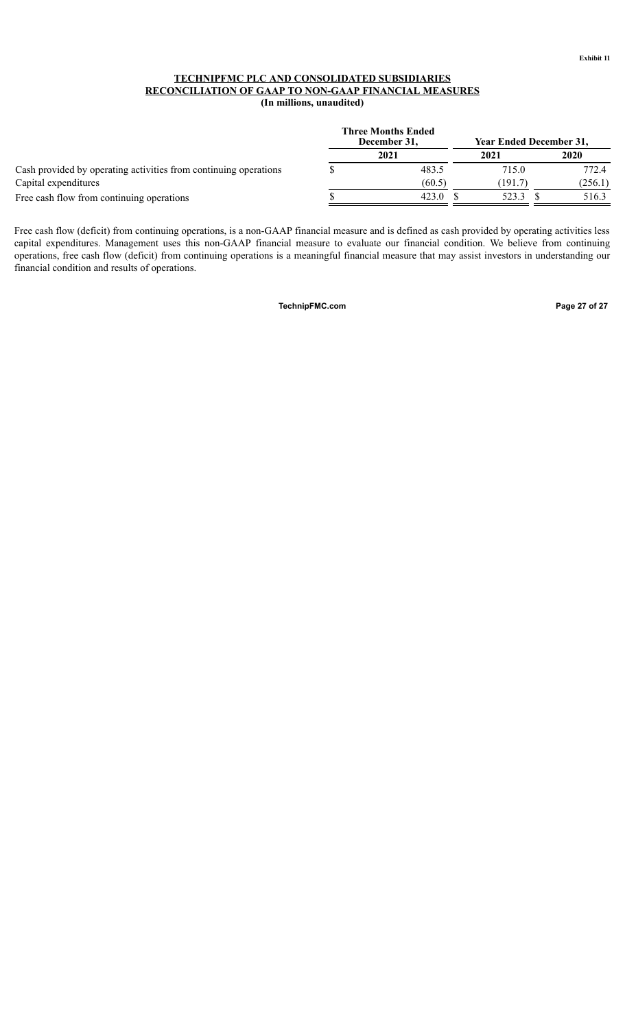Exhibit 11

**TECHNIPFMC PLC AND CONSOLIDATED SUBSIDIARIES**
**RECONCILIATION OF GAAP TO NON-GAAP FINANCIAL MEASURES**
**(In millions, unaudited)**

| | Three Months Ended December 31, | Year Ended December 31, | |
|---|---|---|---|
| | **2021** | **2021** | **2020** |
| Cash provided by operating activities from continuing operations | $ 483.5 | 715.0 | 772.4 |
| Capital expenditures | (60.5) | (191.7) | (256.1) |
| Free cash flow from continuing operations | $ 423.0 | $ 523.3 | $ 516.3 |

Free cash flow (deficit) from continuing operations, is a non-GAAP financial measure and is defined as cash provided by operating activities less capital expenditures. Management uses this non-GAAP financial measure to evaluate our financial condition. We believe from continuing operations, free cash flow (deficit) from continuing operations is a meaningful financial measure that may assist investors in understanding our financial condition and results of operations.

TechnipFMC.com